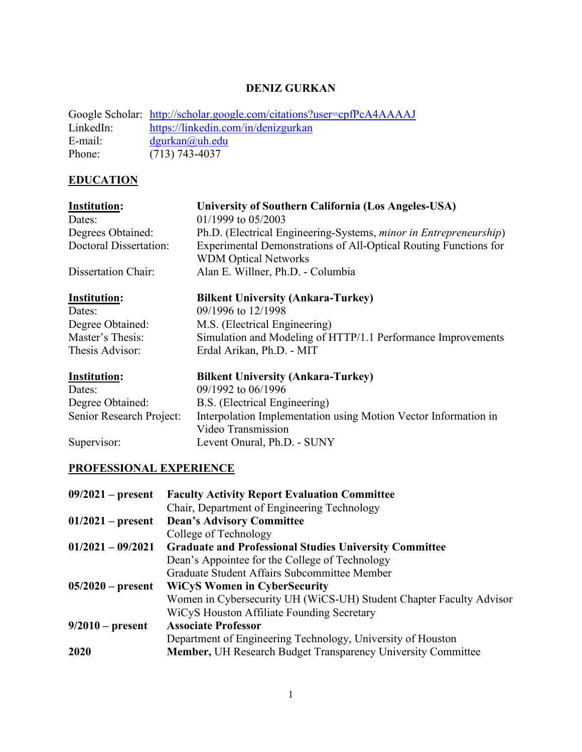# DENIZ GURKAN

Google Scholar: [http://scholar.google.com/citations?user=cpfPcA4AAAAJ](http://scholar.google.com/citations?user=cpfPcA4AAAAJ)
LinkedIn: [https://linkedin.com/in/denizgurkan](https://linkedin.com/in/denizgurkan)
E-mail: [dgurkan@uh.edu](mailto:dgurkan@uh.edu)
Phone: (713) 743-4037

## EDUCATION

| | |
|---|---|
| **Institution:** | **University of Southern California (Los Angeles-USA)** |
| Dates: | 01/1999 to 05/2003 |
| Degrees Obtained: | Ph.D. (Electrical Engineering-Systems, *minor in Entrepreneurship*) |
| Doctoral Dissertation: | Experimental Demonstrations of All-Optical Routing Functions for WDM Optical Networks |
| Dissertation Chair: | Alan E. Willner, Ph.D. - Columbia |

| | |
|---|---|
| **Institution:** | **Bilkent University (Ankara-Turkey)** |
| Dates: | 09/1996 to 12/1998 |
| Degree Obtained: | M.S. (Electrical Engineering) |
| Master's Thesis: | Simulation and Modeling of HTTP/1.1 Performance Improvements |
| Thesis Advisor: | Erdal Arikan, Ph.D. - MIT |

| | |
|---|---|
| **Institution:** | **Bilkent University (Ankara-Turkey)** |
| Dates: | 09/1992 to 06/1996 |
| Degree Obtained: | B.S. (Electrical Engineering) |
| Senior Research Project: | Interpolation Implementation using Motion Vector Information in Video Transmission |
| Supervisor: | Levent Onural, Ph.D. - SUNY |

## PROFESSIONAL EXPERIENCE

**09/2021 – present** **Faculty Activity Report Evaluation Committee**
Chair, Department of Engineering Technology

**01/2021 – present** **Dean's Advisory Committee**
College of Technology

**01/2021 – 09/2021** **Graduate and Professional Studies University Committee**
Dean's Appointee for the College of Technology
Graduate Student Affairs Subcommittee Member

**05/2020 – present** **WiCyS Women in CyberSecurity**
Women in Cybersecurity UH (WiCS-UH) Student Chapter Faculty Advisor
WiCyS Houston Affiliate Founding Secretary

**9/2010 – present** **Associate Professor**
Department of Engineering Technology, University of Houston

**2020** **Member,** UH Research Budget Transparency University Committee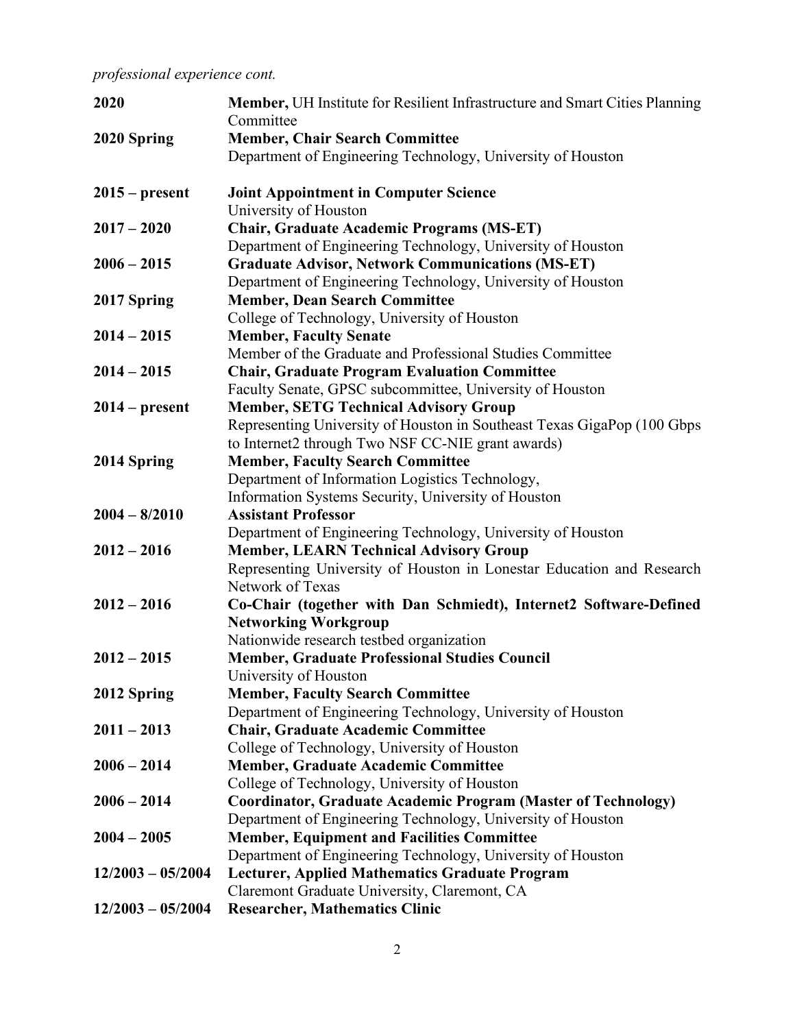*professional experience cont.*

| | |
|---|---|
| **2020** | **Member,** UH Institute for Resilient Infrastructure and Smart Cities Planning Committee |
| **2020 Spring** | **Member, Chair Search Committee**<br>Department of Engineering Technology, University of Houston |
| **2015 – present** | **Joint Appointment in Computer Science**<br>University of Houston |
| **2017 – 2020** | **Chair, Graduate Academic Programs (MS-ET)**<br>Department of Engineering Technology, University of Houston |
| **2006 – 2015** | **Graduate Advisor, Network Communications (MS-ET)**<br>Department of Engineering Technology, University of Houston |
| **2017 Spring** | **Member, Dean Search Committee**<br>College of Technology, University of Houston |
| **2014 – 2015** | **Member, Faculty Senate**<br>Member of the Graduate and Professional Studies Committee |
| **2014 – 2015** | **Chair, Graduate Program Evaluation Committee**<br>Faculty Senate, GPSC subcommittee, University of Houston |
| **2014 – present** | **Member, SETG Technical Advisory Group**<br>Representing University of Houston in Southeast Texas GigaPop (100 Gbps to Internet2 through Two NSF CC-NIE grant awards) |
| **2014 Spring** | **Member, Faculty Search Committee**<br>Department of Information Logistics Technology,<br>Information Systems Security, University of Houston |
| **2004 – 8/2010** | **Assistant Professor**<br>Department of Engineering Technology, University of Houston |
| **2012 – 2016** | **Member, LEARN Technical Advisory Group**<br>Representing University of Houston in Lonestar Education and Research Network of Texas |
| **2012 – 2016** | **Co-Chair (together with Dan Schmiedt), Internet2 Software-Defined Networking Workgroup**<br>Nationwide research testbed organization |
| **2012 – 2015** | **Member, Graduate Professional Studies Council**<br>University of Houston |
| **2012 Spring** | **Member, Faculty Search Committee**<br>Department of Engineering Technology, University of Houston |
| **2011 – 2013** | **Chair, Graduate Academic Committee**<br>College of Technology, University of Houston |
| **2006 – 2014** | **Member, Graduate Academic Committee**<br>College of Technology, University of Houston |
| **2006 – 2014** | **Coordinator, Graduate Academic Program (Master of Technology)**<br>Department of Engineering Technology, University of Houston |
| **2004 – 2005** | **Member, Equipment and Facilities Committee**<br>Department of Engineering Technology, University of Houston |
| **12/2003 – 05/2004** | **Lecturer, Applied Mathematics Graduate Program**<br>Claremont Graduate University, Claremont, CA |
| **12/2003 – 05/2004** | **Researcher, Mathematics Clinic** |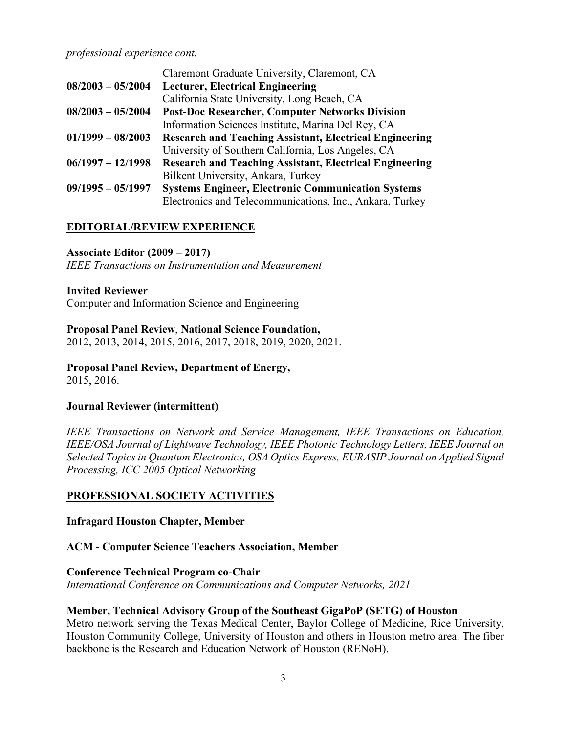*professional experience cont.*

Claremont Graduate University, Claremont, CA

**08/2003 – 05/2004** **Lecturer, Electrical Engineering**
California State University, Long Beach, CA

**08/2003 – 05/2004** **Post-Doc Researcher, Computer Networks Division**
Information Sciences Institute, Marina Del Rey, CA

**01/1999 – 08/2003** **Research and Teaching Assistant, Electrical Engineering**
University of Southern California, Los Angeles, CA

**06/1997 – 12/1998** **Research and Teaching Assistant, Electrical Engineering**
Bilkent University, Ankara, Turkey

**09/1995 – 05/1997** **Systems Engineer, Electronic Communication Systems**
Electronics and Telecommunications, Inc., Ankara, Turkey

## EDITORIAL/REVIEW EXPERIENCE

**Associate Editor (2009 – 2017)**
*IEEE Transactions on Instrumentation and Measurement*

**Invited Reviewer**
Computer and Information Science and Engineering

**Proposal Panel Review**, **National Science Foundation,**
2012, 2013, 2014, 2015, 2016, 2017, 2018, 2019, 2020, 2021.

**Proposal Panel Review, Department of Energy,**
2015, 2016.

**Journal Reviewer (intermittent)**

*IEEE Transactions on Network and Service Management, IEEE Transactions on Education, IEEE/OSA Journal of Lightwave Technology, IEEE Photonic Technology Letters, IEEE Journal on Selected Topics in Quantum Electronics, OSA Optics Express, EURASIP Journal on Applied Signal Processing, ICC 2005 Optical Networking*

## PROFESSIONAL SOCIETY ACTIVITIES

**Infragard Houston Chapter, Member**

**ACM - Computer Science Teachers Association, Member**

**Conference Technical Program co-Chair**
*International Conference on Communications and Computer Networks, 2021*

**Member, Technical Advisory Group of the Southeast GigaPoP (SETG) of Houston**
Metro network serving the Texas Medical Center, Baylor College of Medicine, Rice University, Houston Community College, University of Houston and others in Houston metro area. The fiber backbone is the Research and Education Network of Houston (RENoH).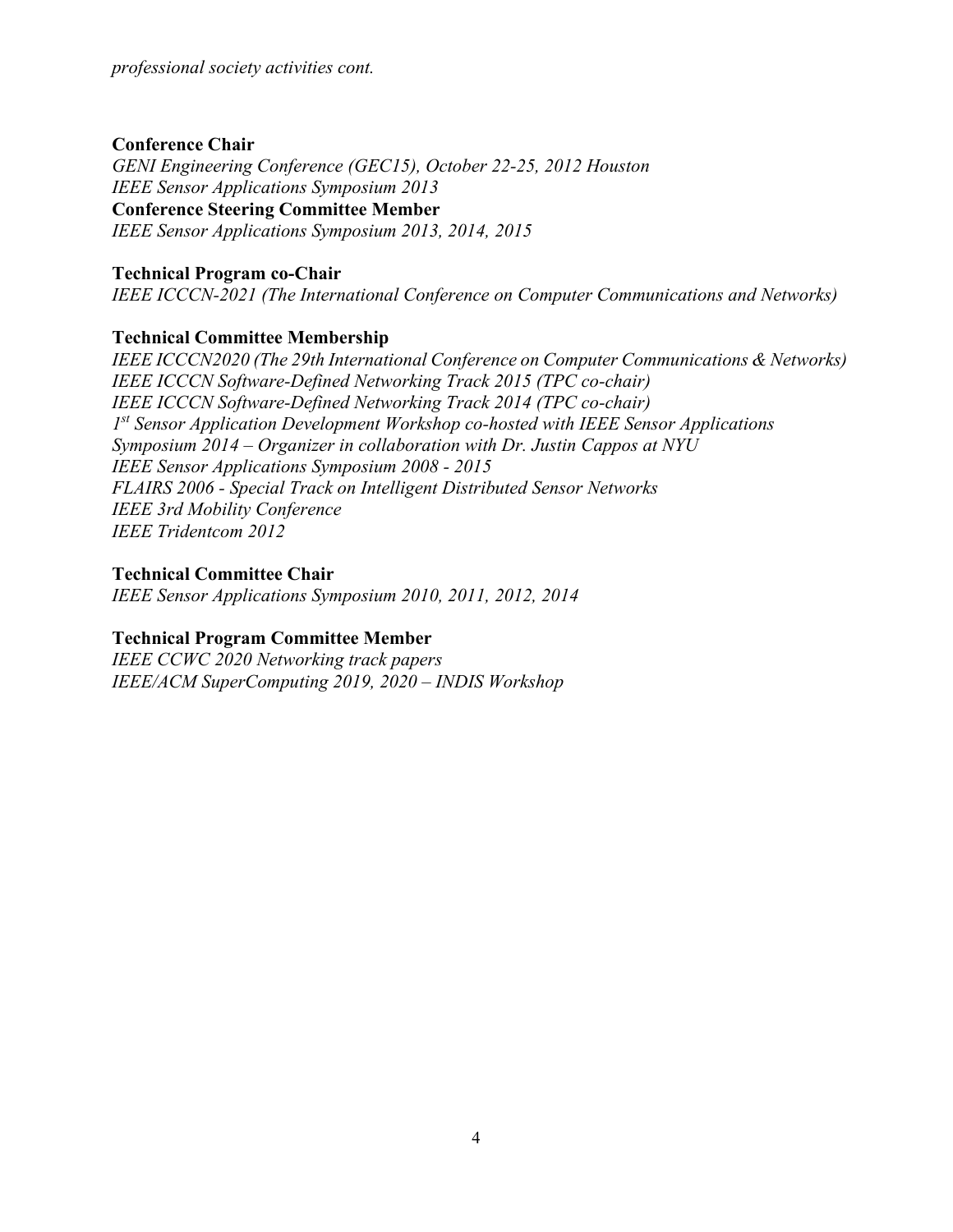*professional society activities cont.*

**Conference Chair**
*GENI Engineering Conference (GEC15), October 22-25, 2012 Houston*
*IEEE Sensor Applications Symposium 2013*
**Conference Steering Committee Member**
*IEEE Sensor Applications Symposium 2013, 2014, 2015*

**Technical Program co-Chair**
*IEEE ICCCN-2021 (The International Conference on Computer Communications and Networks)*

**Technical Committee Membership**
*IEEE ICCCN2020 (The 29th International Conference on Computer Communications & Networks)*
*IEEE ICCCN Software-Defined Networking Track 2015 (TPC co-chair)*
*IEEE ICCCN Software-Defined Networking Track 2014 (TPC co-chair)*
*1st Sensor Application Development Workshop co-hosted with IEEE Sensor Applications Symposium 2014 – Organizer in collaboration with Dr. Justin Cappos at NYU*
*IEEE Sensor Applications Symposium 2008 - 2015*
*FLAIRS 2006 - Special Track on Intelligent Distributed Sensor Networks*
*IEEE 3rd Mobility Conference*
*IEEE Tridentcom 2012*

**Technical Committee Chair**
*IEEE Sensor Applications Symposium 2010, 2011, 2012, 2014*

**Technical Program Committee Member**
*IEEE CCWC 2020 Networking track papers*
*IEEE/ACM SuperComputing 2019, 2020 – INDIS Workshop*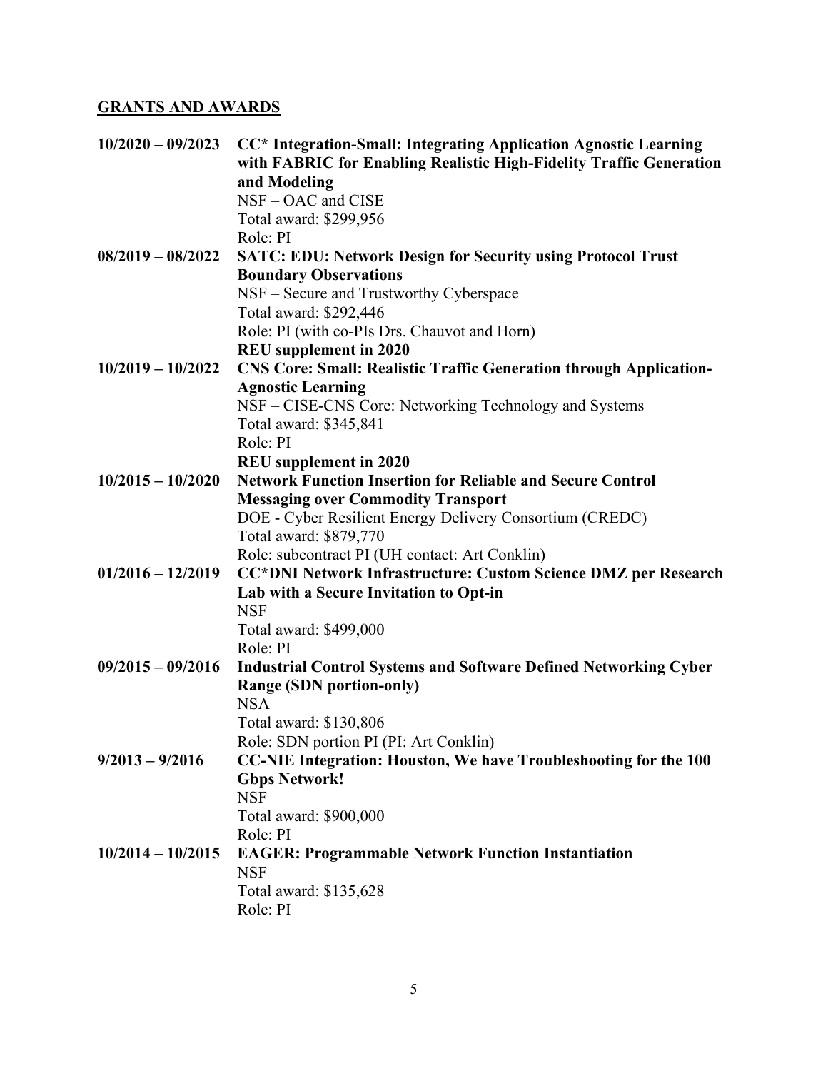## GRANTS AND AWARDS

**10/2020 – 09/2023** **CC* Integration-Small: Integrating Application Agnostic Learning with FABRIC for Enabling Realistic High-Fidelity Traffic Generation and Modeling**
NSF – OAC and CISE
Total award: $299,956
Role: PI

**08/2019 – 08/2022** **SATC: EDU: Network Design for Security using Protocol Trust Boundary Observations**
NSF – Secure and Trustworthy Cyberspace
Total award: $292,446
Role: PI (with co-PIs Drs. Chauvot and Horn)
**REU supplement in 2020**

**10/2019 – 10/2022** **CNS Core: Small: Realistic Traffic Generation through Application-Agnostic Learning**
NSF – CISE-CNS Core: Networking Technology and Systems
Total award: $345,841
Role: PI
**REU supplement in 2020**

**10/2015 – 10/2020** **Network Function Insertion for Reliable and Secure Control Messaging over Commodity Transport**
DOE - Cyber Resilient Energy Delivery Consortium (CREDC)
Total award: $879,770
Role: subcontract PI (UH contact: Art Conklin)

**01/2016 – 12/2019** **CC*DNI Network Infrastructure: Custom Science DMZ per Research Lab with a Secure Invitation to Opt-in**
NSF
Total award: $499,000
Role: PI

**09/2015 – 09/2016** **Industrial Control Systems and Software Defined Networking Cyber Range (SDN portion-only)**
NSA
Total award: $130,806
Role: SDN portion PI (PI: Art Conklin)

**9/2013 – 9/2016** **CC-NIE Integration: Houston, We have Troubleshooting for the 100 Gbps Network!**
NSF
Total award: $900,000
Role: PI

**10/2014 – 10/2015** **EAGER: Programmable Network Function Instantiation**
NSF
Total award: $135,628
Role: PI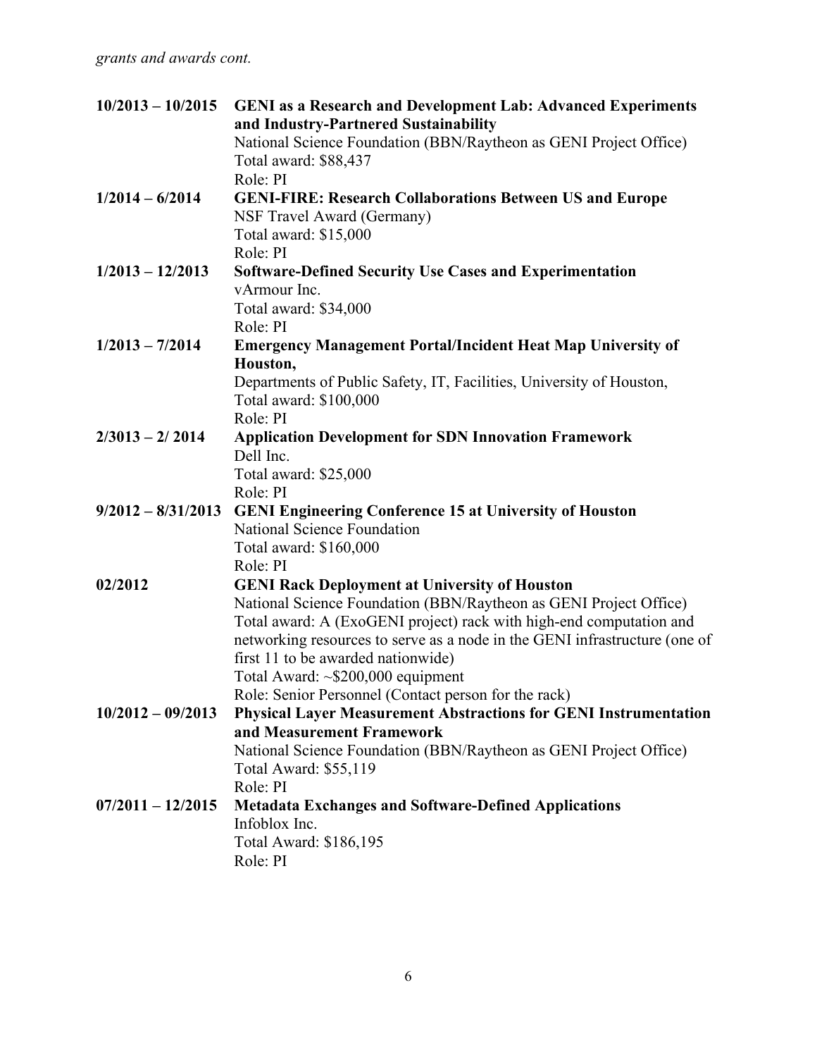*grants and awards cont.*

**10/2013 – 10/2015** **GENI as a Research and Development Lab: Advanced Experiments and Industry-Partnered Sustainability**
National Science Foundation (BBN/Raytheon as GENI Project Office)
Total award: $88,437
Role: PI

**1/2014 – 6/2014** **GENI-FIRE: Research Collaborations Between US and Europe**
NSF Travel Award (Germany)
Total award: $15,000
Role: PI

**1/2013 – 12/2013** **Software-Defined Security Use Cases and Experimentation**
vArmour Inc.
Total award: $34,000
Role: PI

**1/2013 – 7/2014** **Emergency Management Portal/Incident Heat Map University of Houston,**
Departments of Public Safety, IT, Facilities, University of Houston,
Total award: $100,000
Role: PI

**2/3013 – 2/ 2014** **Application Development for SDN Innovation Framework**
Dell Inc.
Total award: $25,000
Role: PI

**9/2012 – 8/31/2013** **GENI Engineering Conference 15 at University of Houston**
National Science Foundation
Total award: $160,000
Role: PI

**02/2012** **GENI Rack Deployment at University of Houston**
National Science Foundation (BBN/Raytheon as GENI Project Office)
Total award: A (ExoGENI project) rack with high-end computation and networking resources to serve as a node in the GENI infrastructure (one of first 11 to be awarded nationwide)
Total Award: ~$200,000 equipment
Role: Senior Personnel (Contact person for the rack)

**10/2012 – 09/2013** **Physical Layer Measurement Abstractions for GENI Instrumentation and Measurement Framework**
National Science Foundation (BBN/Raytheon as GENI Project Office)
Total Award: $55,119
Role: PI

**07/2011 – 12/2015** **Metadata Exchanges and Software-Defined Applications**
Infoblox Inc.
Total Award: $186,195
Role: PI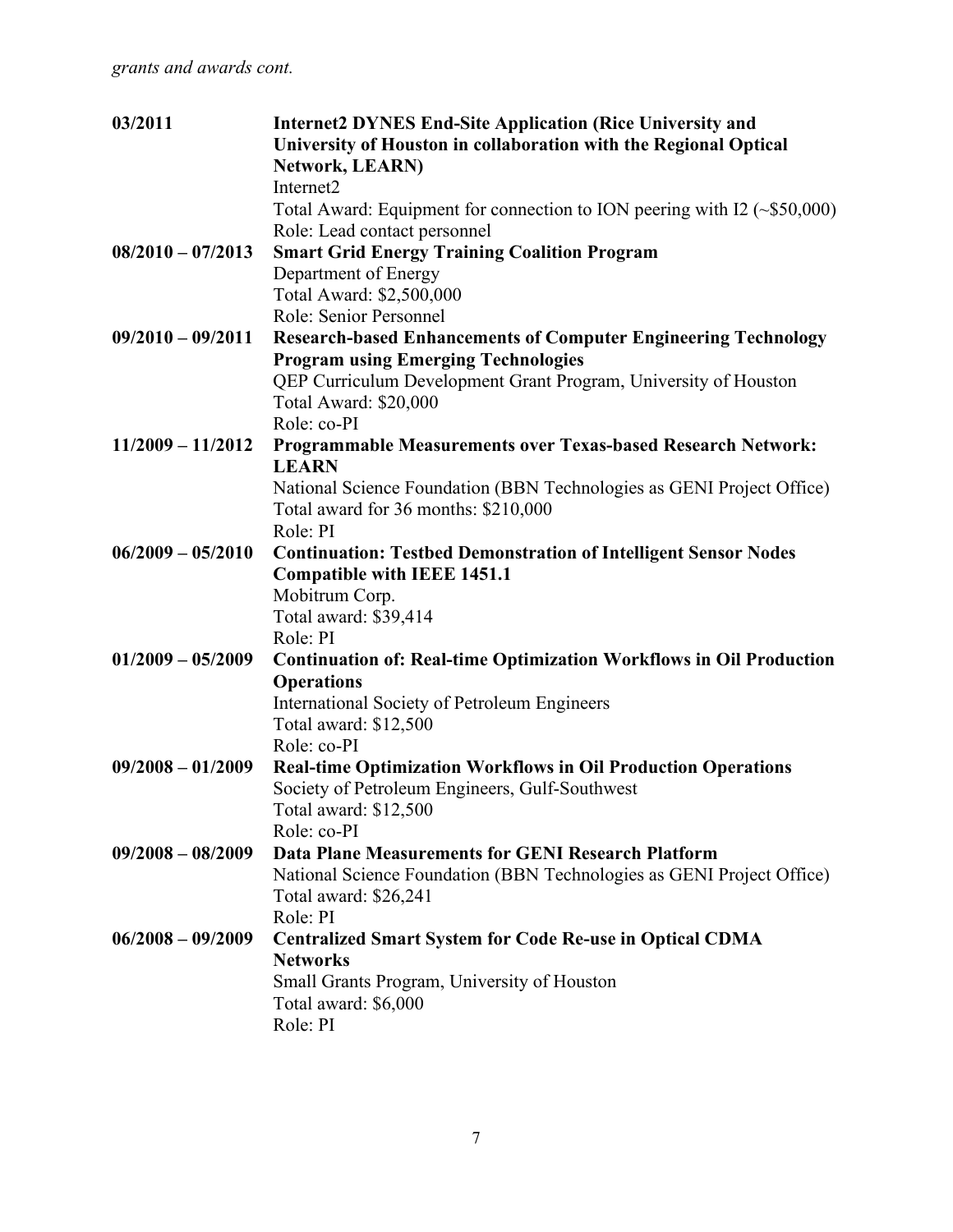*grants and awards cont.*

**03/2011** **Internet2 DYNES End-Site Application (Rice University and University of Houston in collaboration with the Regional Optical Network, LEARN)**
Internet2
Total Award: Equipment for connection to ION peering with I2 (~$50,000)
Role: Lead contact personnel

**08/2010 – 07/2013** **Smart Grid Energy Training Coalition Program**
Department of Energy
Total Award: $2,500,000
Role: Senior Personnel

**09/2010 – 09/2011** **Research-based Enhancements of Computer Engineering Technology Program using Emerging Technologies**
QEP Curriculum Development Grant Program, University of Houston
Total Award: $20,000
Role: co-PI

**11/2009 – 11/2012** **Programmable Measurements over Texas-based Research Network: LEARN**
National Science Foundation (BBN Technologies as GENI Project Office)
Total award for 36 months: $210,000
Role: PI

**06/2009 – 05/2010** **Continuation: Testbed Demonstration of Intelligent Sensor Nodes Compatible with IEEE 1451.1**
Mobitrum Corp.
Total award: $39,414
Role: PI

**01/2009 – 05/2009** **Continuation of: Real-time Optimization Workflows in Oil Production Operations**
International Society of Petroleum Engineers
Total award: $12,500
Role: co-PI

**09/2008 – 01/2009** **Real-time Optimization Workflows in Oil Production Operations**
Society of Petroleum Engineers, Gulf-Southwest
Total award: $12,500
Role: co-PI

**09/2008 – 08/2009** **Data Plane Measurements for GENI Research Platform**
National Science Foundation (BBN Technologies as GENI Project Office)
Total award: $26,241
Role: PI

**06/2008 – 09/2009** **Centralized Smart System for Code Re-use in Optical CDMA Networks**
Small Grants Program, University of Houston
Total award: $6,000
Role: PI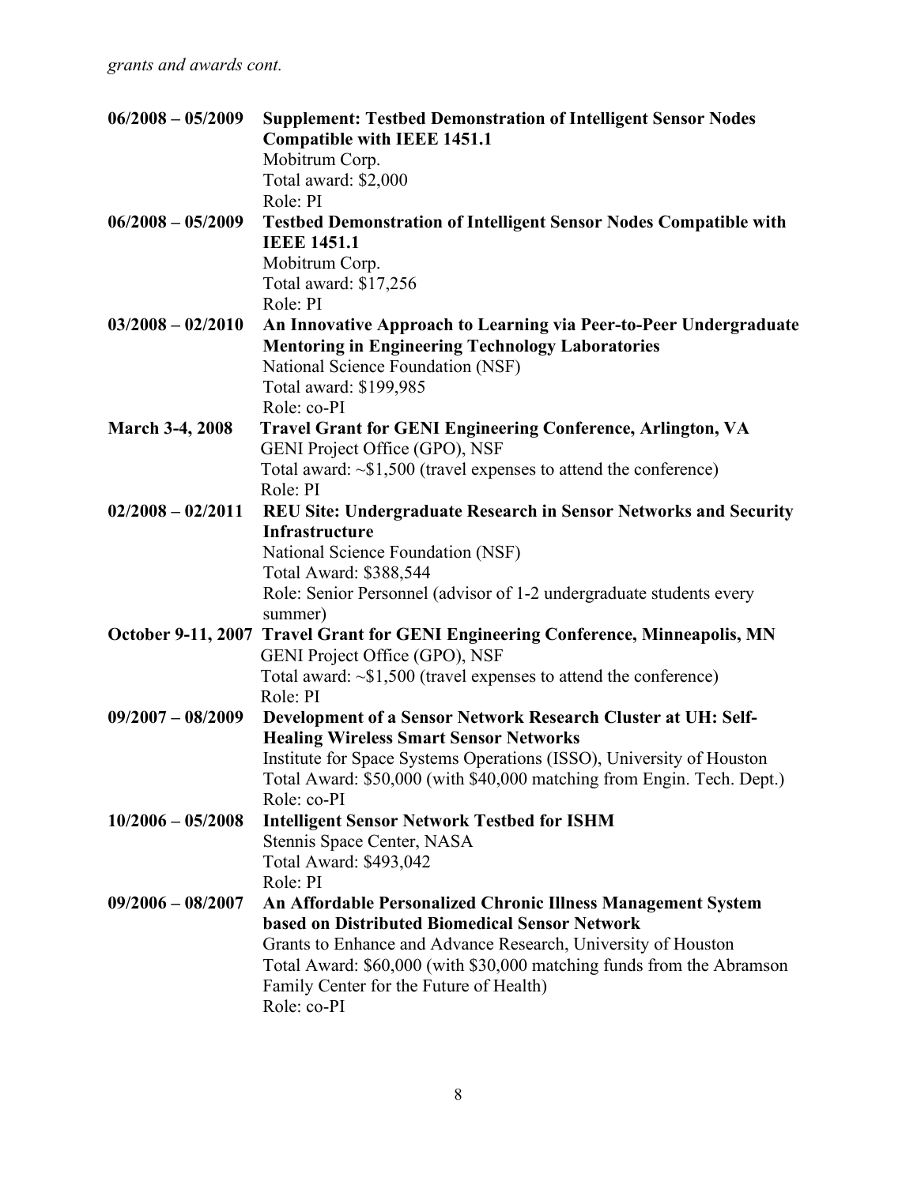*grants and awards cont.*

**06/2008 – 05/2009** **Supplement: Testbed Demonstration of Intelligent Sensor Nodes Compatible with IEEE 1451.1**
Mobitrum Corp.
Total award: $2,000
Role: PI

**06/2008 – 05/2009** **Testbed Demonstration of Intelligent Sensor Nodes Compatible with IEEE 1451.1**
Mobitrum Corp.
Total award: $17,256
Role: PI

**03/2008 – 02/2010** **An Innovative Approach to Learning via Peer-to-Peer Undergraduate Mentoring in Engineering Technology Laboratories**
National Science Foundation (NSF)
Total award: $199,985
Role: co-PI

**March 3-4, 2008** **Travel Grant for GENI Engineering Conference, Arlington, VA**
GENI Project Office (GPO), NSF
Total award: ~$1,500 (travel expenses to attend the conference)
Role: PI

**02/2008 – 02/2011** **REU Site: Undergraduate Research in Sensor Networks and Security Infrastructure**
National Science Foundation (NSF)
Total Award: $388,544
Role: Senior Personnel (advisor of 1-2 undergraduate students every summer)

**October 9-11, 2007** **Travel Grant for GENI Engineering Conference, Minneapolis, MN**
GENI Project Office (GPO), NSF
Total award: ~$1,500 (travel expenses to attend the conference)
Role: PI

**09/2007 – 08/2009** **Development of a Sensor Network Research Cluster at UH: Self-Healing Wireless Smart Sensor Networks**
Institute for Space Systems Operations (ISSO), University of Houston
Total Award: $50,000 (with $40,000 matching from Engin. Tech. Dept.)
Role: co-PI

**10/2006 – 05/2008** **Intelligent Sensor Network Testbed for ISHM**
Stennis Space Center, NASA
Total Award: $493,042
Role: PI

**09/2006 – 08/2007** **An Affordable Personalized Chronic Illness Management System based on Distributed Biomedical Sensor Network**
Grants to Enhance and Advance Research, University of Houston
Total Award: $60,000 (with $30,000 matching funds from the Abramson Family Center for the Future of Health)
Role: co-PI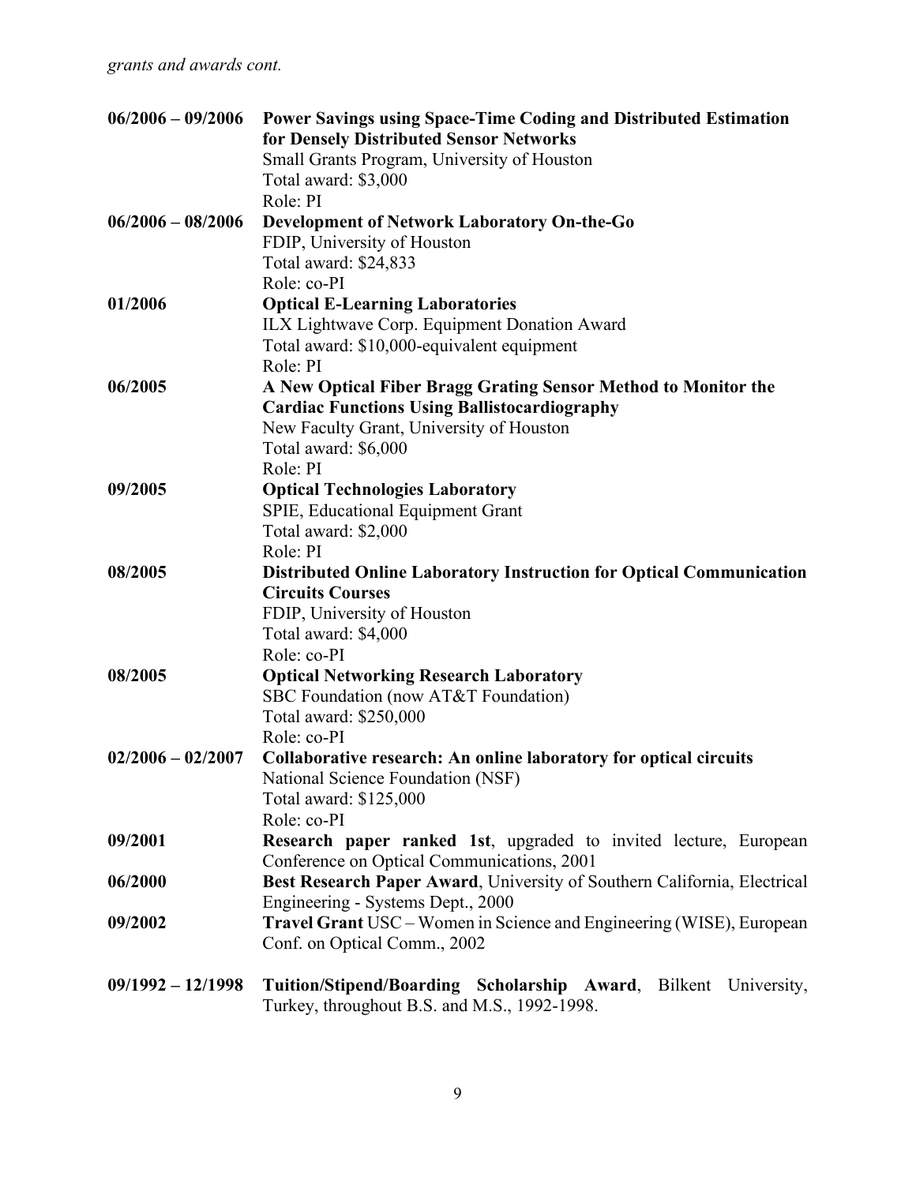*grants and awards cont.*

**06/2006 – 09/2006** **Power Savings using Space-Time Coding and Distributed Estimation for Densely Distributed Sensor Networks**
Small Grants Program, University of Houston
Total award: $3,000
Role: PI

**06/2006 – 08/2006** **Development of Network Laboratory On-the-Go**
FDIP, University of Houston
Total award: $24,833
Role: co-PI

**01/2006** **Optical E-Learning Laboratories**
ILX Lightwave Corp. Equipment Donation Award
Total award: $10,000-equivalent equipment
Role: PI

**06/2005** **A New Optical Fiber Bragg Grating Sensor Method to Monitor the Cardiac Functions Using Ballistocardiography**
New Faculty Grant, University of Houston
Total award: $6,000
Role: PI

**09/2005** **Optical Technologies Laboratory**
SPIE, Educational Equipment Grant
Total award: $2,000
Role: PI

**08/2005** **Distributed Online Laboratory Instruction for Optical Communication Circuits Courses**
FDIP, University of Houston
Total award: $4,000
Role: co-PI

**08/2005** **Optical Networking Research Laboratory**
SBC Foundation (now AT&T Foundation)
Total award: $250,000
Role: co-PI

**02/2006 – 02/2007** **Collaborative research: An online laboratory for optical circuits**
National Science Foundation (NSF)
Total award: $125,000
Role: co-PI

**09/2001** **Research paper ranked 1st**, upgraded to invited lecture, European Conference on Optical Communications, 2001

**06/2000** **Best Research Paper Award**, University of Southern California, Electrical Engineering - Systems Dept., 2000

**09/2002** **Travel Grant** USC – Women in Science and Engineering (WISE), European Conf. on Optical Comm., 2002

**09/1992 – 12/1998** **Tuition/Stipend/Boarding Scholarship Award**, Bilkent University, Turkey, throughout B.S. and M.S., 1992-1998.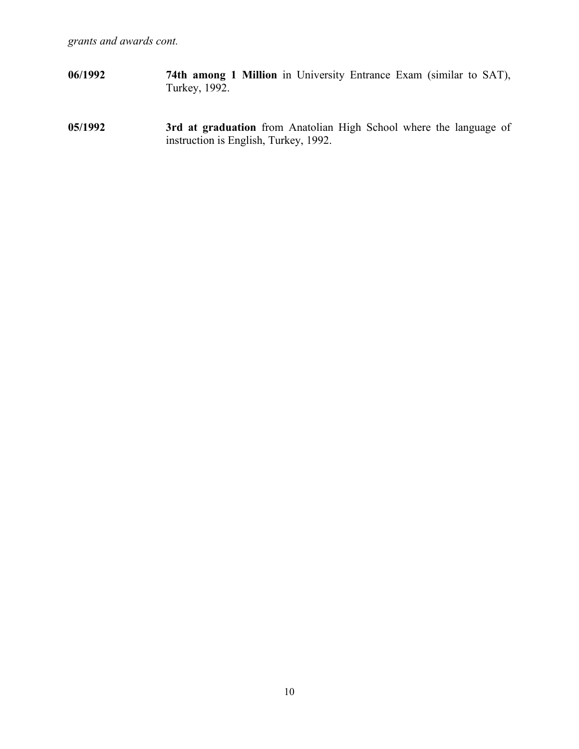*grants and awards cont.*

**06/1992** **74th among 1 Million** in University Entrance Exam (similar to SAT), Turkey, 1992.

**05/1992** **3rd at graduation** from Anatolian High School where the language of instruction is English, Turkey, 1992.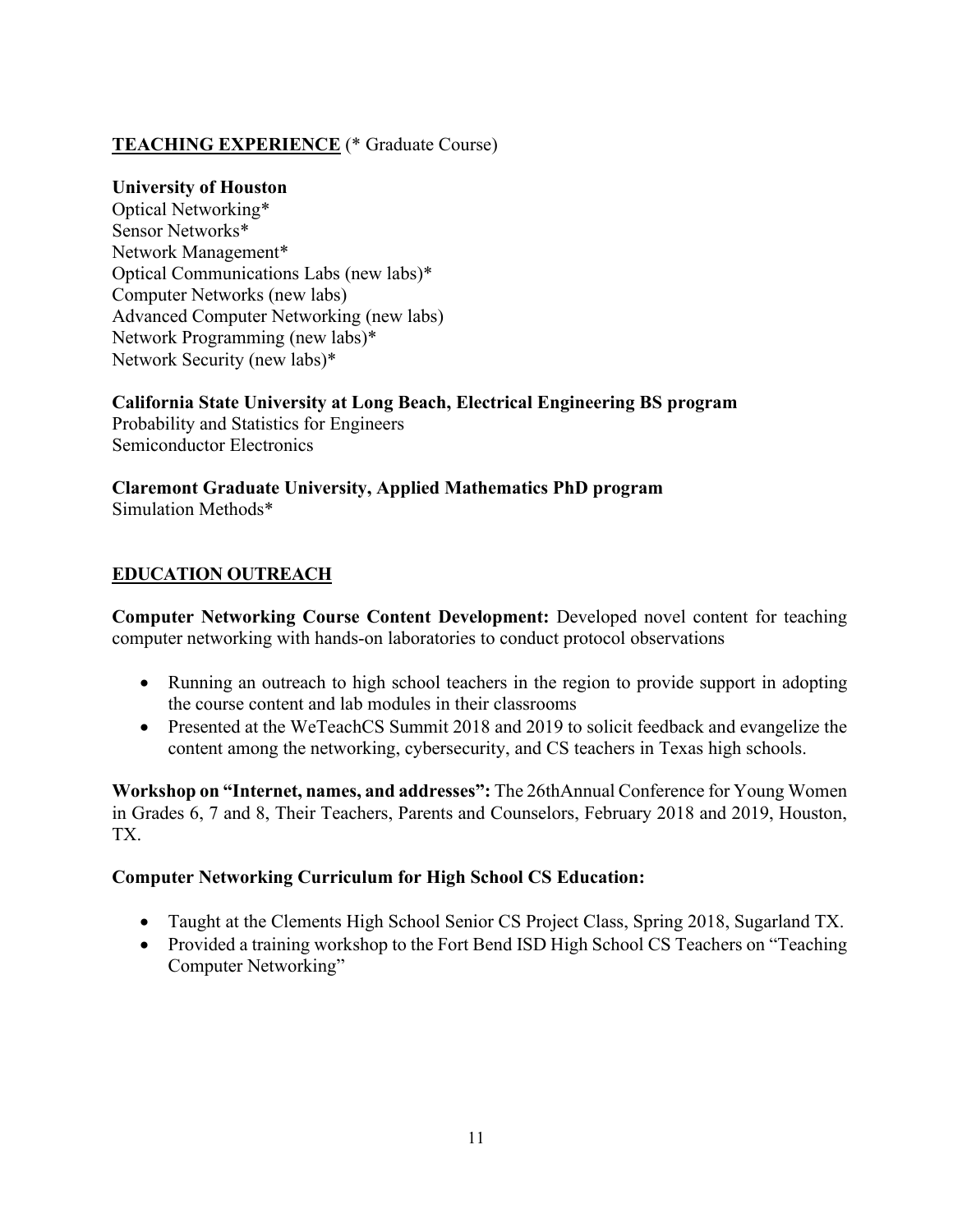## TEACHING EXPERIENCE (* Graduate Course)

**University of Houston**
Optical Networking*
Sensor Networks*
Network Management*
Optical Communications Labs (new labs)*
Computer Networks (new labs)
Advanced Computer Networking (new labs)
Network Programming (new labs)*
Network Security (new labs)*

**California State University at Long Beach, Electrical Engineering BS program**
Probability and Statistics for Engineers
Semiconductor Electronics

**Claremont Graduate University, Applied Mathematics PhD program**
Simulation Methods*

## EDUCATION OUTREACH

**Computer Networking Course Content Development:** Developed novel content for teaching computer networking with hands-on laboratories to conduct protocol observations

- Running an outreach to high school teachers in the region to provide support in adopting the course content and lab modules in their classrooms
- Presented at the WeTeachCS Summit 2018 and 2019 to solicit feedback and evangelize the content among the networking, cybersecurity, and CS teachers in Texas high schools.

**Workshop on "Internet, names, and addresses":** The 26thAnnual Conference for Young Women in Grades 6, 7 and 8, Their Teachers, Parents and Counselors, February 2018 and 2019, Houston, TX.

**Computer Networking Curriculum for High School CS Education:**

- Taught at the Clements High School Senior CS Project Class, Spring 2018, Sugarland TX.
- Provided a training workshop to the Fort Bend ISD High School CS Teachers on "Teaching Computer Networking"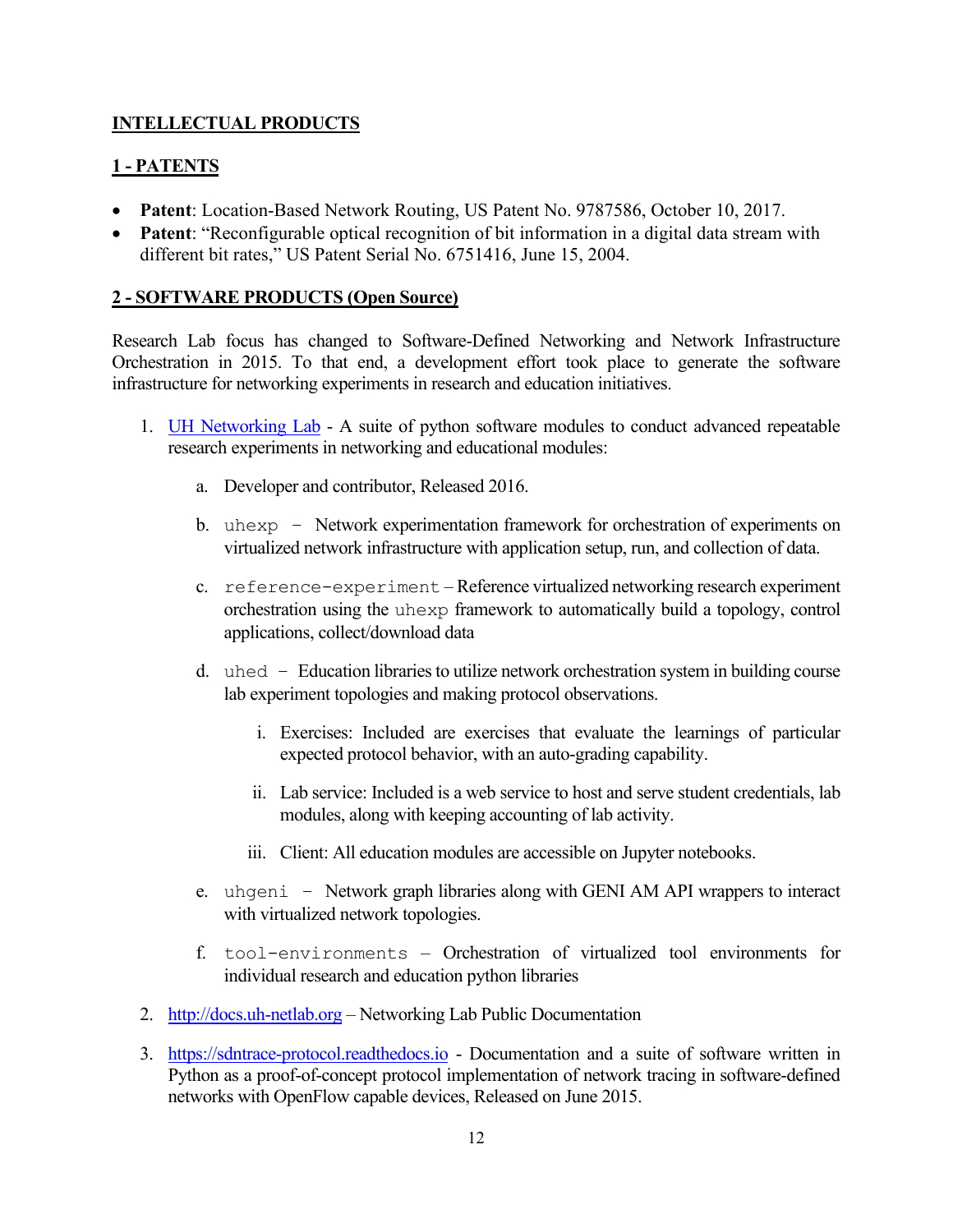## INTELLECTUAL PRODUCTS

## 1 - PATENTS

- **Patent**: Location-Based Network Routing, US Patent No. 9787586, October 10, 2017.
- **Patent**: "Reconfigurable optical recognition of bit information in a digital data stream with different bit rates," US Patent Serial No. 6751416, June 15, 2004.

## 2 - SOFTWARE PRODUCTS (Open Source)

Research Lab focus has changed to Software-Defined Networking and Network Infrastructure Orchestration in 2015. To that end, a development effort took place to generate the software infrastructure for networking experiments in research and education initiatives.

1. UH Networking Lab - A suite of python software modules to conduct advanced repeatable research experiments in networking and educational modules:
    a. Developer and contributor, Released 2016.
    b. `uhexp` – Network experimentation framework for orchestration of experiments on virtualized network infrastructure with application setup, run, and collection of data.
    c. `reference-experiment` – Reference virtualized networking research experiment orchestration using the `uhexp` framework to automatically build a topology, control applications, collect/download data
    d. `uhed` – Education libraries to utilize network orchestration system in building course lab experiment topologies and making protocol observations.
        i. Exercises: Included are exercises that evaluate the learnings of particular expected protocol behavior, with an auto-grading capability.
        ii. Lab service: Included is a web service to host and serve student credentials, lab modules, along with keeping accounting of lab activity.
        iii. Client: All education modules are accessible on Jupyter notebooks.
    e. `uhgeni` – Network graph libraries along with GENI AM API wrappers to interact with virtualized network topologies.
    f. `tool-environments` – Orchestration of virtualized tool environments for individual research and education python libraries
2. http://docs.uh-netlab.org – Networking Lab Public Documentation
3. https://sdntrace-protocol.readthedocs.io - Documentation and a suite of software written in Python as a proof-of-concept protocol implementation of network tracing in software-defined networks with OpenFlow capable devices, Released on June 2015.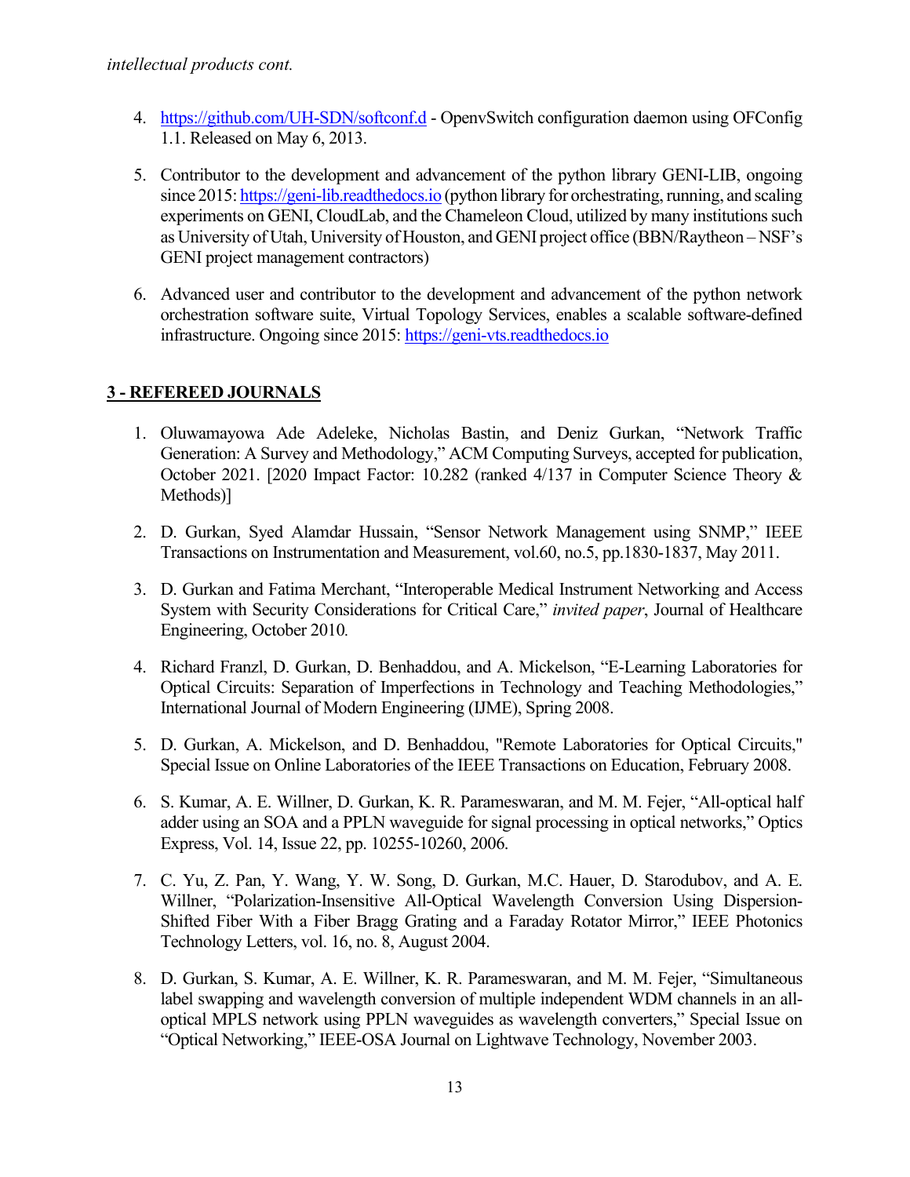*intellectual products cont.*

4. https://github.com/UH-SDN/softconf.d - OpenvSwitch configuration daemon using OFConfig 1.1. Released on May 6, 2013.

5. Contributor to the development and advancement of the python library GENI-LIB, ongoing since 2015: https://geni-lib.readthedocs.io (python library for orchestrating, running, and scaling experiments on GENI, CloudLab, and the Chameleon Cloud, utilized by many institutions such as University of Utah, University of Houston, and GENI project office (BBN/Raytheon – NSF's GENI project management contractors)

6. Advanced user and contributor to the development and advancement of the python network orchestration software suite, Virtual Topology Services, enables a scalable software-defined infrastructure. Ongoing since 2015: https://geni-vts.readthedocs.io

## 3 - REFEREED JOURNALS

1. Oluwamayowa Ade Adeleke, Nicholas Bastin, and Deniz Gurkan, "Network Traffic Generation: A Survey and Methodology," ACM Computing Surveys, accepted for publication, October 2021. [2020 Impact Factor: 10.282 (ranked 4/137 in Computer Science Theory & Methods)]

2. D. Gurkan, Syed Alamdar Hussain, "Sensor Network Management using SNMP," IEEE Transactions on Instrumentation and Measurement, vol.60, no.5, pp.1830-1837, May 2011.

3. D. Gurkan and Fatima Merchant, "Interoperable Medical Instrument Networking and Access System with Security Considerations for Critical Care," *invited paper*, Journal of Healthcare Engineering, October 2010.

4. Richard Franzl, D. Gurkan, D. Benhaddou, and A. Mickelson, "E-Learning Laboratories for Optical Circuits: Separation of Imperfections in Technology and Teaching Methodologies," International Journal of Modern Engineering (IJME), Spring 2008.

5. D. Gurkan, A. Mickelson, and D. Benhaddou, "Remote Laboratories for Optical Circuits," Special Issue on Online Laboratories of the IEEE Transactions on Education, February 2008.

6. S. Kumar, A. E. Willner, D. Gurkan, K. R. Parameswaran, and M. M. Fejer, "All-optical half adder using an SOA and a PPLN waveguide for signal processing in optical networks," Optics Express, Vol. 14, Issue 22, pp. 10255-10260, 2006.

7. C. Yu, Z. Pan, Y. Wang, Y. W. Song, D. Gurkan, M.C. Hauer, D. Starodubov, and A. E. Willner, "Polarization-Insensitive All-Optical Wavelength Conversion Using Dispersion-Shifted Fiber With a Fiber Bragg Grating and a Faraday Rotator Mirror," IEEE Photonics Technology Letters, vol. 16, no. 8, August 2004.

8. D. Gurkan, S. Kumar, A. E. Willner, K. R. Parameswaran, and M. M. Fejer, "Simultaneous label swapping and wavelength conversion of multiple independent WDM channels in an all-optical MPLS network using PPLN waveguides as wavelength converters," Special Issue on "Optical Networking," IEEE-OSA Journal on Lightwave Technology, November 2003.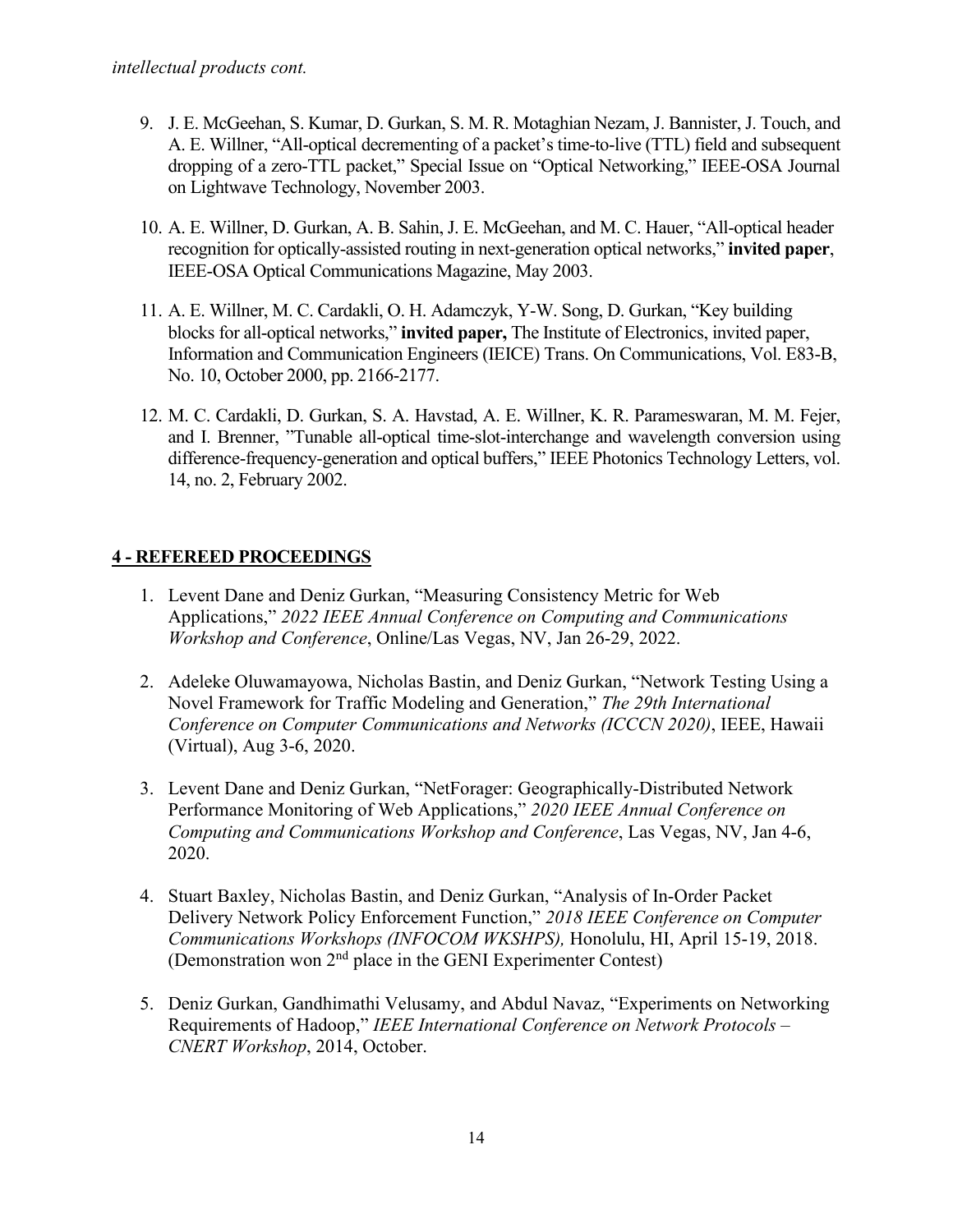*intellectual products cont.*

9. J. E. McGeehan, S. Kumar, D. Gurkan, S. M. R. Motaghian Nezam, J. Bannister, J. Touch, and A. E. Willner, "All-optical decrementing of a packet's time-to-live (TTL) field and subsequent dropping of a zero-TTL packet," Special Issue on "Optical Networking," IEEE-OSA Journal on Lightwave Technology, November 2003.

10. A. E. Willner, D. Gurkan, A. B. Sahin, J. E. McGeehan, and M. C. Hauer, "All-optical header recognition for optically-assisted routing in next-generation optical networks," **invited paper**, IEEE-OSA Optical Communications Magazine, May 2003.

11. A. E. Willner, M. C. Cardakli, O. H. Adamczyk, Y-W. Song, D. Gurkan, "Key building blocks for all-optical networks," **invited paper,** The Institute of Electronics, invited paper, Information and Communication Engineers (IEICE) Trans. On Communications, Vol. E83-B, No. 10, October 2000, pp. 2166-2177.

12. M. C. Cardakli, D. Gurkan, S. A. Havstad, A. E. Willner, K. R. Parameswaran, M. M. Fejer, and I. Brenner, "Tunable all-optical time-slot-interchange and wavelength conversion using difference-frequency-generation and optical buffers," IEEE Photonics Technology Letters, vol. 14, no. 2, February 2002.

## 4 - REFEREED PROCEEDINGS

1. Levent Dane and Deniz Gurkan, "Measuring Consistency Metric for Web Applications," *2022 IEEE Annual Conference on Computing and Communications Workshop and Conference*, Online/Las Vegas, NV, Jan 26-29, 2022.

2. Adeleke Oluwamayowa, Nicholas Bastin, and Deniz Gurkan, "Network Testing Using a Novel Framework for Traffic Modeling and Generation," *The 29th International Conference on Computer Communications and Networks (ICCCN 2020)*, IEEE, Hawaii (Virtual), Aug 3-6, 2020.

3. Levent Dane and Deniz Gurkan, "NetForager: Geographically-Distributed Network Performance Monitoring of Web Applications," *2020 IEEE Annual Conference on Computing and Communications Workshop and Conference*, Las Vegas, NV, Jan 4-6, 2020.

4. Stuart Baxley, Nicholas Bastin, and Deniz Gurkan, "Analysis of In-Order Packet Delivery Network Policy Enforcement Function," *2018 IEEE Conference on Computer Communications Workshops (INFOCOM WKSHPS),* Honolulu, HI, April 15-19, 2018. (Demonstration won 2nd place in the GENI Experimenter Contest)

5. Deniz Gurkan, Gandhimathi Velusamy, and Abdul Navaz, "Experiments on Networking Requirements of Hadoop," *IEEE International Conference on Network Protocols – CNERT Workshop*, 2014, October.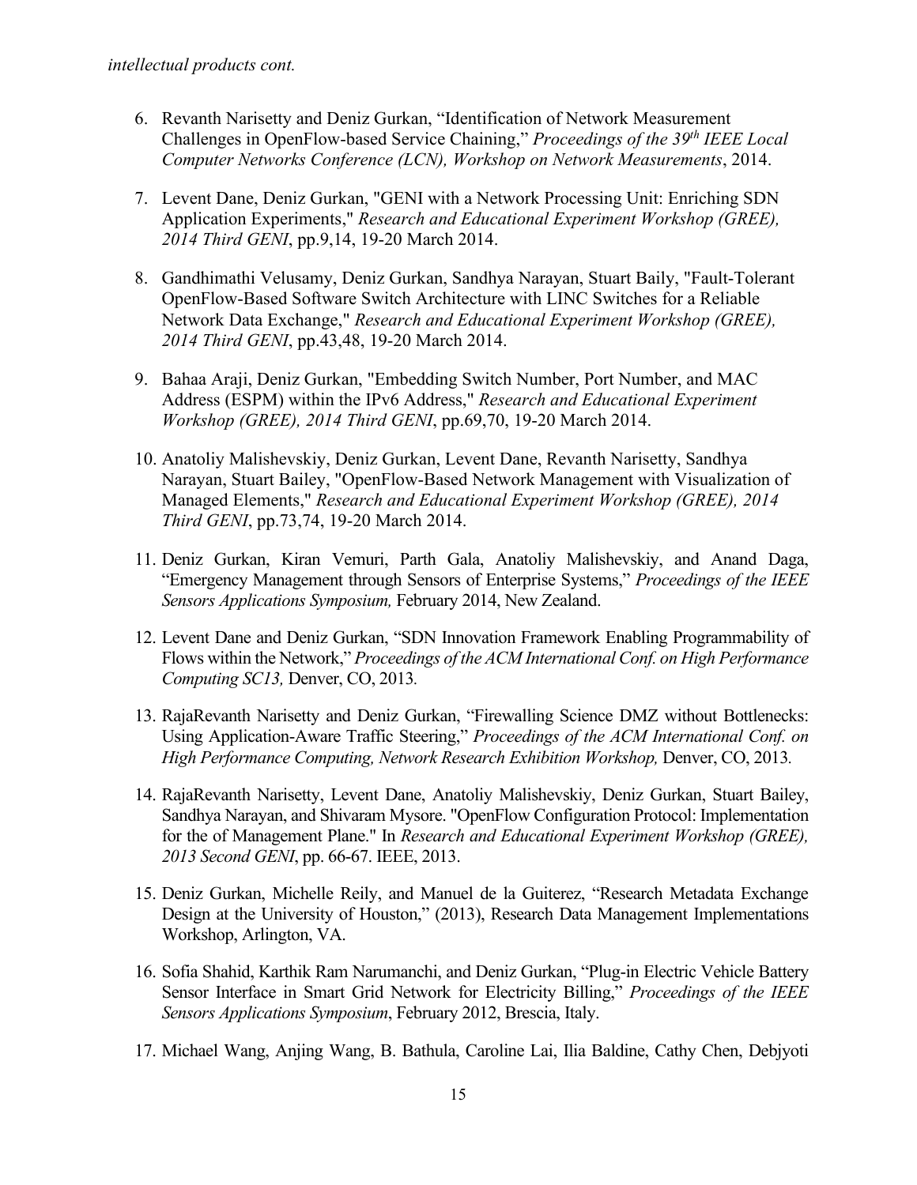*intellectual products cont.*

6. Revanth Narisetty and Deniz Gurkan, “Identification of Network Measurement Challenges in OpenFlow-based Service Chaining,” *Proceedings of the 39th IEEE Local Computer Networks Conference (LCN), Workshop on Network Measurements*, 2014.

7. Levent Dane, Deniz Gurkan, "GENI with a Network Processing Unit: Enriching SDN Application Experiments," *Research and Educational Experiment Workshop (GREE), 2014 Third GENI*, pp.9,14, 19-20 March 2014.

8. Gandhimathi Velusamy, Deniz Gurkan, Sandhya Narayan, Stuart Baily, "Fault-Tolerant OpenFlow-Based Software Switch Architecture with LINC Switches for a Reliable Network Data Exchange," *Research and Educational Experiment Workshop (GREE), 2014 Third GENI*, pp.43,48, 19-20 March 2014.

9. Bahaa Araji, Deniz Gurkan, "Embedding Switch Number, Port Number, and MAC Address (ESPM) within the IPv6 Address," *Research and Educational Experiment Workshop (GREE), 2014 Third GENI*, pp.69,70, 19-20 March 2014.

10. Anatoliy Malishevskiy, Deniz Gurkan, Levent Dane, Revanth Narisetty, Sandhya Narayan, Stuart Bailey, "OpenFlow-Based Network Management with Visualization of Managed Elements," *Research and Educational Experiment Workshop (GREE), 2014 Third GENI*, pp.73,74, 19-20 March 2014.

11. Deniz Gurkan, Kiran Vemuri, Parth Gala, Anatoliy Malishevskiy, and Anand Daga, “Emergency Management through Sensors of Enterprise Systems,” *Proceedings of the IEEE Sensors Applications Symposium,* February 2014, New Zealand.

12. Levent Dane and Deniz Gurkan, “SDN Innovation Framework Enabling Programmability of Flows within the Network,” *Proceedings of the ACM International Conf. on High Performance Computing SC13,* Denver, CO, 2013.

13. RajaRevanth Narisetty and Deniz Gurkan, “Firewalling Science DMZ without Bottlenecks: Using Application-Aware Traffic Steering,” *Proceedings of the ACM International Conf. on High Performance Computing, Network Research Exhibition Workshop,* Denver, CO, 2013.

14. RajaRevanth Narisetty, Levent Dane, Anatoliy Malishevskiy, Deniz Gurkan, Stuart Bailey, Sandhya Narayan, and Shivaram Mysore. "OpenFlow Configuration Protocol: Implementation for the of Management Plane." In *Research and Educational Experiment Workshop (GREE), 2013 Second GENI*, pp. 66-67. IEEE, 2013.

15. Deniz Gurkan, Michelle Reily, and Manuel de la Guiterez, “Research Metadata Exchange Design at the University of Houston,” (2013), Research Data Management Implementations Workshop, Arlington, VA.

16. Sofia Shahid, Karthik Ram Narumanchi, and Deniz Gurkan, “Plug-in Electric Vehicle Battery Sensor Interface in Smart Grid Network for Electricity Billing,” *Proceedings of the IEEE Sensors Applications Symposium*, February 2012, Brescia, Italy.

17. Michael Wang, Anjing Wang, B. Bathula, Caroline Lai, Ilia Baldine, Cathy Chen, Debjyoti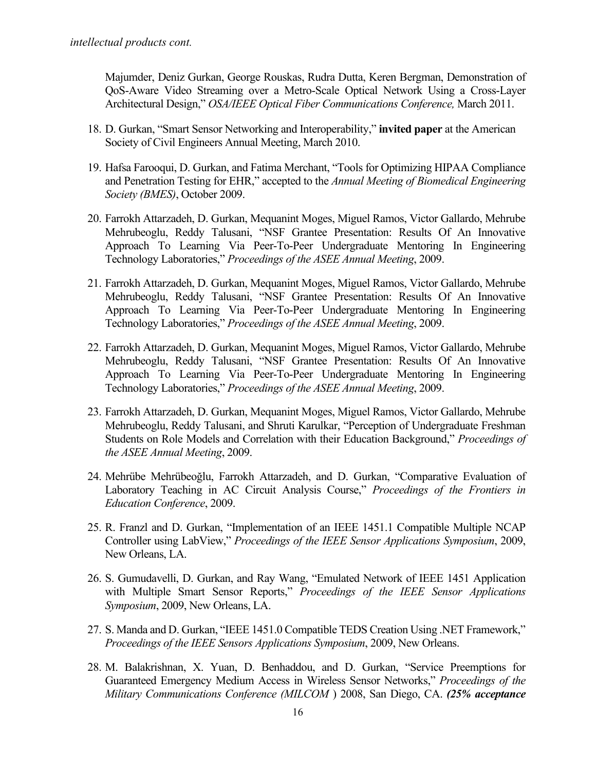*intellectual products cont.*

Majumder, Deniz Gurkan, George Rouskas, Rudra Dutta, Keren Bergman, Demonstration of QoS-Aware Video Streaming over a Metro-Scale Optical Network Using a Cross-Layer Architectural Design," *OSA/IEEE Optical Fiber Communications Conference,* March 2011.

18. D. Gurkan, "Smart Sensor Networking and Interoperability," **invited paper** at the American Society of Civil Engineers Annual Meeting, March 2010.

19. Hafsa Farooqui, D. Gurkan, and Fatima Merchant, "Tools for Optimizing HIPAA Compliance and Penetration Testing for EHR," accepted to the *Annual Meeting of Biomedical Engineering Society (BMES)*, October 2009.

20. Farrokh Attarzadeh, D. Gurkan, Mequanint Moges, Miguel Ramos, Victor Gallardo, Mehrube Mehrubeoglu, Reddy Talusani, "NSF Grantee Presentation: Results Of An Innovative Approach To Learning Via Peer-To-Peer Undergraduate Mentoring In Engineering Technology Laboratories," *Proceedings of the ASEE Annual Meeting*, 2009.

21. Farrokh Attarzadeh, D. Gurkan, Mequanint Moges, Miguel Ramos, Victor Gallardo, Mehrube Mehrubeoglu, Reddy Talusani, "NSF Grantee Presentation: Results Of An Innovative Approach To Learning Via Peer-To-Peer Undergraduate Mentoring In Engineering Technology Laboratories," *Proceedings of the ASEE Annual Meeting*, 2009.

22. Farrokh Attarzadeh, D. Gurkan, Mequanint Moges, Miguel Ramos, Victor Gallardo, Mehrube Mehrubeoglu, Reddy Talusani, "NSF Grantee Presentation: Results Of An Innovative Approach To Learning Via Peer-To-Peer Undergraduate Mentoring In Engineering Technology Laboratories," *Proceedings of the ASEE Annual Meeting*, 2009.

23. Farrokh Attarzadeh, D. Gurkan, Mequanint Moges, Miguel Ramos, Victor Gallardo, Mehrube Mehrubeoglu, Reddy Talusani, and Shruti Karulkar, "Perception of Undergraduate Freshman Students on Role Models and Correlation with their Education Background," *Proceedings of the ASEE Annual Meeting*, 2009.

24. Mehrübe Mehrübeoğlu, Farrokh Attarzadeh, and D. Gurkan, "Comparative Evaluation of Laboratory Teaching in AC Circuit Analysis Course," *Proceedings of the Frontiers in Education Conference*, 2009.

25. R. Franzl and D. Gurkan, "Implementation of an IEEE 1451.1 Compatible Multiple NCAP Controller using LabView," *Proceedings of the IEEE Sensor Applications Symposium*, 2009, New Orleans, LA.

26. S. Gumudavelli, D. Gurkan, and Ray Wang, "Emulated Network of IEEE 1451 Application with Multiple Smart Sensor Reports," *Proceedings of the IEEE Sensor Applications Symposium*, 2009, New Orleans, LA.

27. S. Manda and D. Gurkan, "IEEE 1451.0 Compatible TEDS Creation Using .NET Framework," *Proceedings of the IEEE Sensors Applications Symposium*, 2009, New Orleans.

28. M. Balakrishnan, X. Yuan, D. Benhaddou, and D. Gurkan, "Service Preemptions for Guaranteed Emergency Medium Access in Wireless Sensor Networks," *Proceedings of the Military Communications Conference (MILCOM* ) 2008, San Diego, CA. ***(25% acceptance***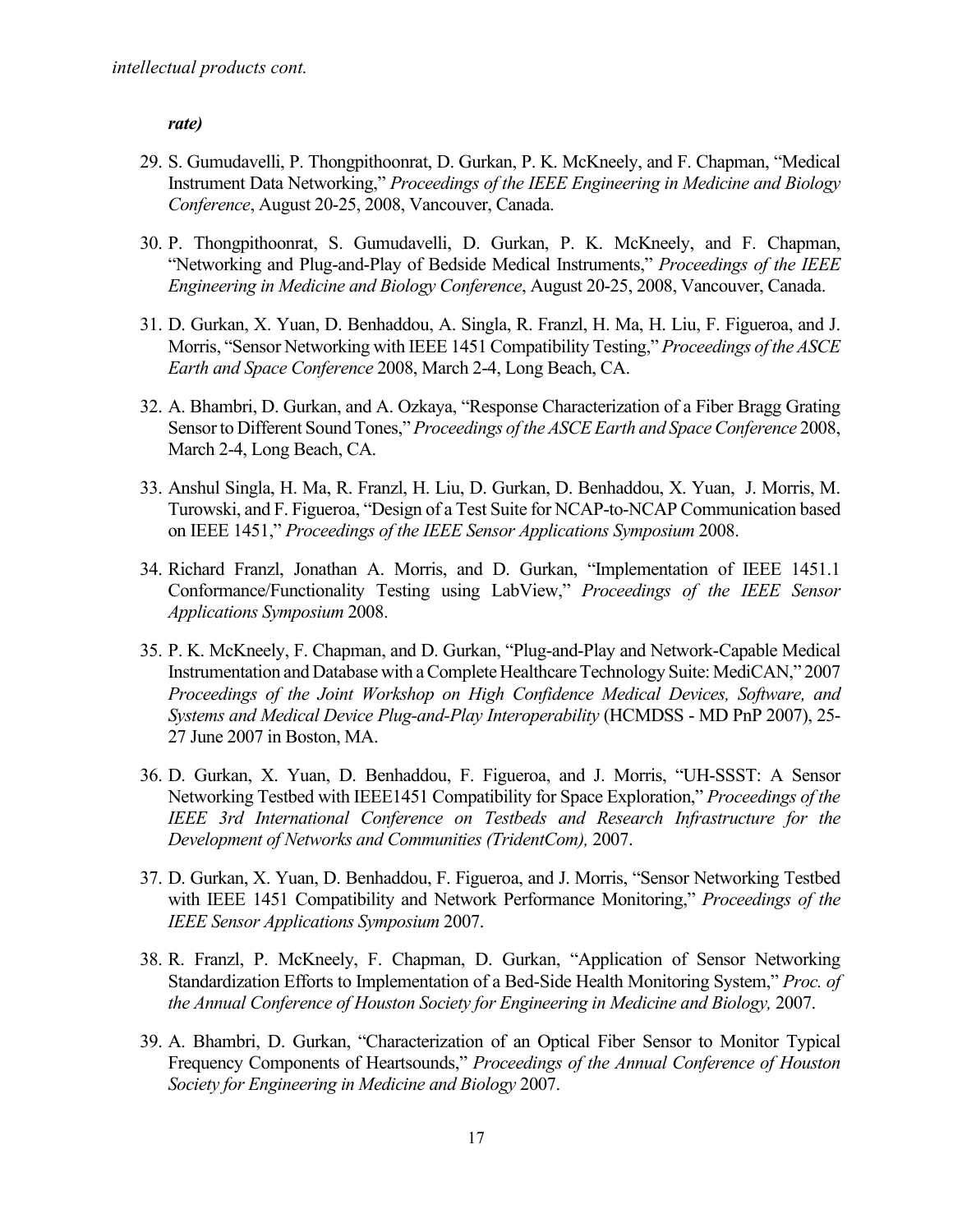*rate)*

29. S. Gumudavelli, P. Thongpithoonrat, D. Gurkan, P. K. McKneely, and F. Chapman, "Medical Instrument Data Networking," *Proceedings of the IEEE Engineering in Medicine and Biology Conference*, August 20-25, 2008, Vancouver, Canada.

30. P. Thongpithoonrat, S. Gumudavelli, D. Gurkan, P. K. McKneely, and F. Chapman, "Networking and Plug-and-Play of Bedside Medical Instruments," *Proceedings of the IEEE Engineering in Medicine and Biology Conference*, August 20-25, 2008, Vancouver, Canada.

31. D. Gurkan, X. Yuan, D. Benhaddou, A. Singla, R. Franzl, H. Ma, H. Liu, F. Figueroa, and J. Morris, "Sensor Networking with IEEE 1451 Compatibility Testing," *Proceedings of the ASCE Earth and Space Conference* 2008, March 2-4, Long Beach, CA.

32. A. Bhambri, D. Gurkan, and A. Ozkaya, "Response Characterization of a Fiber Bragg Grating Sensor to Different Sound Tones," *Proceedings of the ASCE Earth and Space Conference* 2008, March 2-4, Long Beach, CA.

33. Anshul Singla, H. Ma, R. Franzl, H. Liu, D. Gurkan, D. Benhaddou, X. Yuan, J. Morris, M. Turowski, and F. Figueroa, "Design of a Test Suite for NCAP-to-NCAP Communication based on IEEE 1451," *Proceedings of the IEEE Sensor Applications Symposium* 2008.

34. Richard Franzl, Jonathan A. Morris, and D. Gurkan, "Implementation of IEEE 1451.1 Conformance/Functionality Testing using LabView," *Proceedings of the IEEE Sensor Applications Symposium* 2008.

35. P. K. McKneely, F. Chapman, and D. Gurkan, "Plug-and-Play and Network-Capable Medical Instrumentation and Database with a Complete Healthcare Technology Suite: MediCAN," 2007 *Proceedings of the Joint Workshop on High Confidence Medical Devices, Software, and Systems and Medical Device Plug-and-Play Interoperability* (HCMDSS - MD PnP 2007), 25-27 June 2007 in Boston, MA.

36. D. Gurkan, X. Yuan, D. Benhaddou, F. Figueroa, and J. Morris, "UH-SSST: A Sensor Networking Testbed with IEEE1451 Compatibility for Space Exploration," *Proceedings of the IEEE 3rd International Conference on Testbeds and Research Infrastructure for the Development of Networks and Communities (TridentCom),* 2007.

37. D. Gurkan, X. Yuan, D. Benhaddou, F. Figueroa, and J. Morris, "Sensor Networking Testbed with IEEE 1451 Compatibility and Network Performance Monitoring," *Proceedings of the IEEE Sensor Applications Symposium* 2007.

38. R. Franzl, P. McKneely, F. Chapman, D. Gurkan, "Application of Sensor Networking Standardization Efforts to Implementation of a Bed-Side Health Monitoring System," *Proc. of the Annual Conference of Houston Society for Engineering in Medicine and Biology,* 2007.

39. A. Bhambri, D. Gurkan, "Characterization of an Optical Fiber Sensor to Monitor Typical Frequency Components of Heartsounds," *Proceedings of the Annual Conference of Houston Society for Engineering in Medicine and Biology* 2007.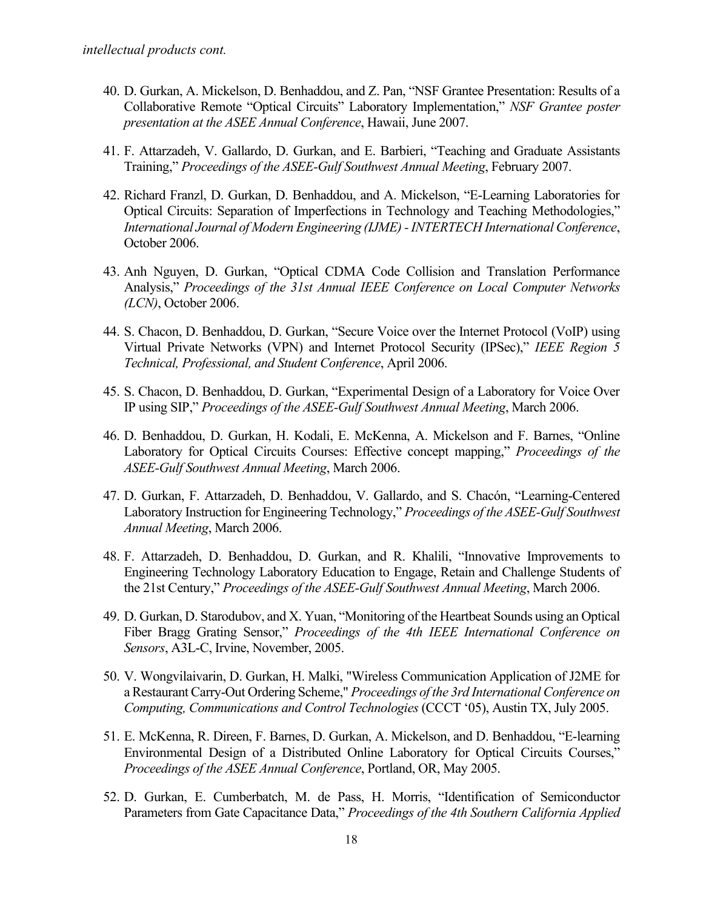*intellectual products cont.*

40. D. Gurkan, A. Mickelson, D. Benhaddou, and Z. Pan, "NSF Grantee Presentation: Results of a Collaborative Remote "Optical Circuits" Laboratory Implementation," *NSF Grantee poster presentation at the ASEE Annual Conference*, Hawaii, June 2007.

41. F. Attarzadeh, V. Gallardo, D. Gurkan, and E. Barbieri, "Teaching and Graduate Assistants Training," *Proceedings of the ASEE-Gulf Southwest Annual Meeting*, February 2007.

42. Richard Franzl, D. Gurkan, D. Benhaddou, and A. Mickelson, "E-Learning Laboratories for Optical Circuits: Separation of Imperfections in Technology and Teaching Methodologies," *International Journal of Modern Engineering (IJME) - INTERTECH International Conference*, October 2006.

43. Anh Nguyen, D. Gurkan, "Optical CDMA Code Collision and Translation Performance Analysis," *Proceedings of the 31st Annual IEEE Conference on Local Computer Networks (LCN)*, October 2006.

44. S. Chacon, D. Benhaddou, D. Gurkan, "Secure Voice over the Internet Protocol (VoIP) using Virtual Private Networks (VPN) and Internet Protocol Security (IPSec)," *IEEE Region 5 Technical, Professional, and Student Conference*, April 2006.

45. S. Chacon, D. Benhaddou, D. Gurkan, "Experimental Design of a Laboratory for Voice Over IP using SIP," *Proceedings of the ASEE-Gulf Southwest Annual Meeting*, March 2006.

46. D. Benhaddou, D. Gurkan, H. Kodali, E. McKenna, A. Mickelson and F. Barnes, "Online Laboratory for Optical Circuits Courses: Effective concept mapping," *Proceedings of the ASEE-Gulf Southwest Annual Meeting*, March 2006.

47. D. Gurkan, F. Attarzadeh, D. Benhaddou, V. Gallardo, and S. Chacón, "Learning-Centered Laboratory Instruction for Engineering Technology," *Proceedings of the ASEE-Gulf Southwest Annual Meeting*, March 2006.

48. F. Attarzadeh, D. Benhaddou, D. Gurkan, and R. Khalili, "Innovative Improvements to Engineering Technology Laboratory Education to Engage, Retain and Challenge Students of the 21st Century," *Proceedings of the ASEE-Gulf Southwest Annual Meeting*, March 2006.

49. D. Gurkan, D. Starodubov, and X. Yuan, "Monitoring of the Heartbeat Sounds using an Optical Fiber Bragg Grating Sensor," *Proceedings of the 4th IEEE International Conference on Sensors*, A3L-C, Irvine, November, 2005.

50. V. Wongvilaivarin, D. Gurkan, H. Malki, "Wireless Communication Application of J2ME for a Restaurant Carry-Out Ordering Scheme," *Proceedings of the 3rd International Conference on Computing, Communications and Control Technologies* (CCCT '05), Austin TX, July 2005.

51. E. McKenna, R. Direen, F. Barnes, D. Gurkan, A. Mickelson, and D. Benhaddou, "E-learning Environmental Design of a Distributed Online Laboratory for Optical Circuits Courses," *Proceedings of the ASEE Annual Conference*, Portland, OR, May 2005.

52. D. Gurkan, E. Cumberbatch, M. de Pass, H. Morris, "Identification of Semiconductor Parameters from Gate Capacitance Data," *Proceedings of the 4th Southern California Applied*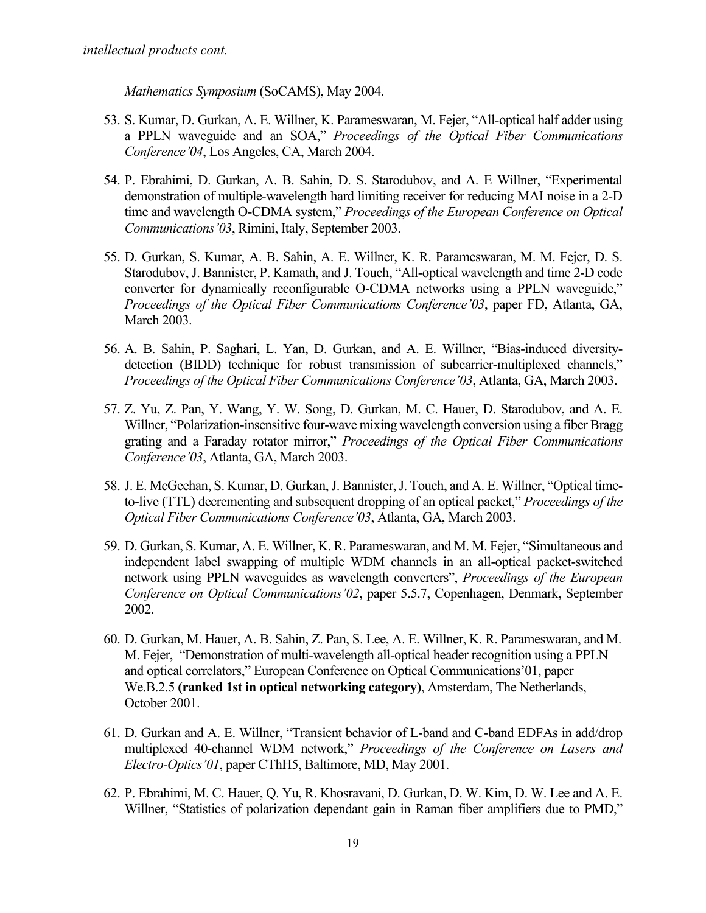*intellectual products cont.*

*Mathematics Symposium* (SoCAMS), May 2004.

53. S. Kumar, D. Gurkan, A. E. Willner, K. Parameswaran, M. Fejer, "All-optical half adder using a PPLN waveguide and an SOA," *Proceedings of the Optical Fiber Communications Conference'04*, Los Angeles, CA, March 2004.

54. P. Ebrahimi, D. Gurkan, A. B. Sahin, D. S. Starodubov, and A. E Willner, "Experimental demonstration of multiple-wavelength hard limiting receiver for reducing MAI noise in a 2-D time and wavelength O-CDMA system," *Proceedings of the European Conference on Optical Communications'03*, Rimini, Italy, September 2003.

55. D. Gurkan, S. Kumar, A. B. Sahin, A. E. Willner, K. R. Parameswaran, M. M. Fejer, D. S. Starodubov, J. Bannister, P. Kamath, and J. Touch, "All-optical wavelength and time 2-D code converter for dynamically reconfigurable O-CDMA networks using a PPLN waveguide," *Proceedings of the Optical Fiber Communications Conference'03*, paper FD, Atlanta, GA, March 2003.

56. A. B. Sahin, P. Saghari, L. Yan, D. Gurkan, and A. E. Willner, "Bias-induced diversity-detection (BIDD) technique for robust transmission of subcarrier-multiplexed channels," *Proceedings of the Optical Fiber Communications Conference'03*, Atlanta, GA, March 2003.

57. Z. Yu, Z. Pan, Y. Wang, Y. W. Song, D. Gurkan, M. C. Hauer, D. Starodubov, and A. E. Willner, "Polarization-insensitive four-wave mixing wavelength conversion using a fiber Bragg grating and a Faraday rotator mirror," *Proceedings of the Optical Fiber Communications Conference'03*, Atlanta, GA, March 2003.

58. J. E. McGeehan, S. Kumar, D. Gurkan, J. Bannister, J. Touch, and A. E. Willner, "Optical time-to-live (TTL) decrementing and subsequent dropping of an optical packet," *Proceedings of the Optical Fiber Communications Conference'03*, Atlanta, GA, March 2003.

59. D. Gurkan, S. Kumar, A. E. Willner, K. R. Parameswaran, and M. M. Fejer, "Simultaneous and independent label swapping of multiple WDM channels in an all-optical packet-switched network using PPLN waveguides as wavelength converters", *Proceedings of the European Conference on Optical Communications'02*, paper 5.5.7, Copenhagen, Denmark, September 2002.

60. D. Gurkan, M. Hauer, A. B. Sahin, Z. Pan, S. Lee, A. E. Willner, K. R. Parameswaran, and M. M. Fejer, "Demonstration of multi-wavelength all-optical header recognition using a PPLN and optical correlators," European Conference on Optical Communications'01, paper We.B.2.5 **(ranked 1st in optical networking category)**, Amsterdam, The Netherlands, October 2001.

61. D. Gurkan and A. E. Willner, "Transient behavior of L-band and C-band EDFAs in add/drop multiplexed 40-channel WDM network," *Proceedings of the Conference on Lasers and Electro-Optics'01*, paper CThH5, Baltimore, MD, May 2001.

62. P. Ebrahimi, M. C. Hauer, Q. Yu, R. Khosravani, D. Gurkan, D. W. Kim, D. W. Lee and A. E. Willner, "Statistics of polarization dependant gain in Raman fiber amplifiers due to PMD,"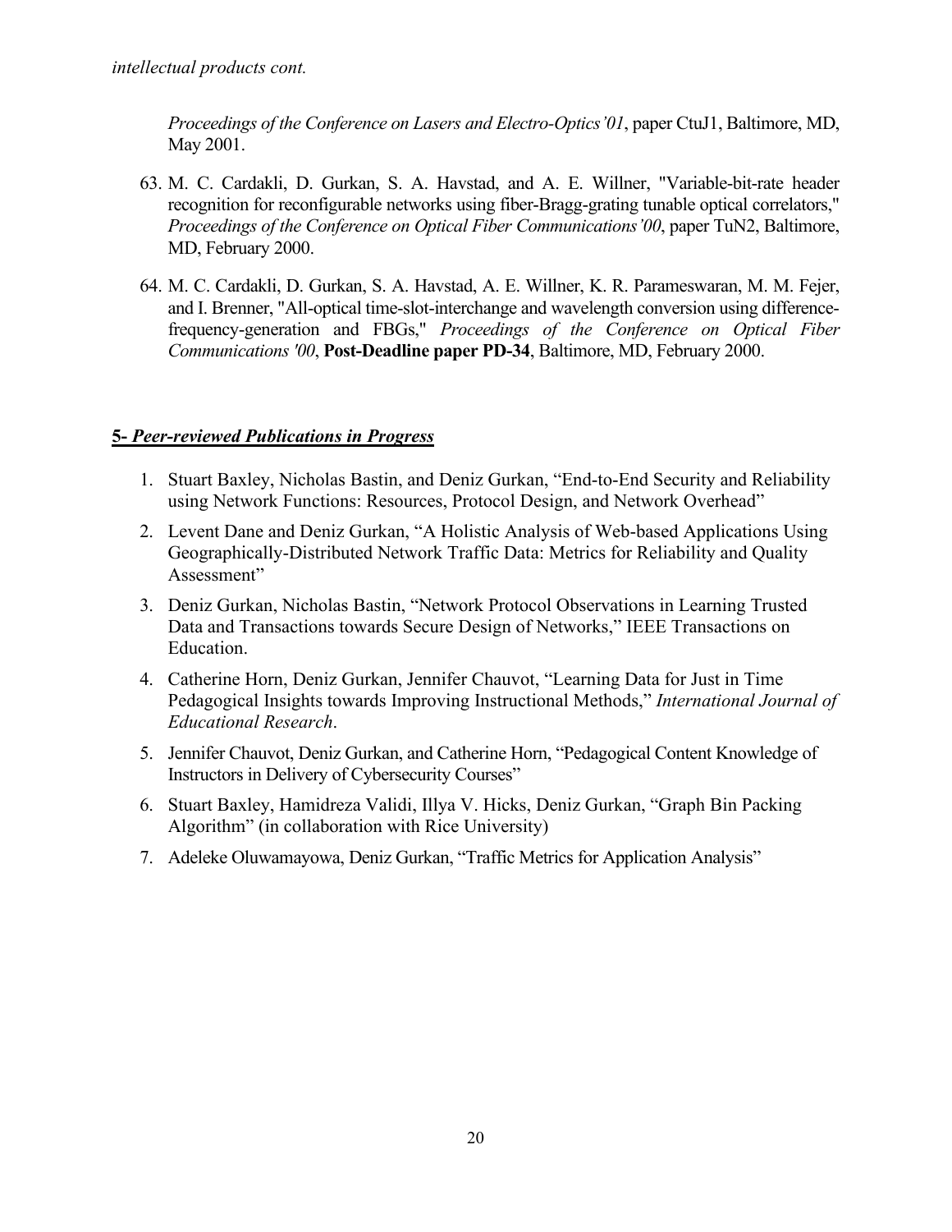*intellectual products cont.*

*Proceedings of the Conference on Lasers and Electro-Optics'01*, paper CtuJ1, Baltimore, MD, May 2001.

63. M. C. Cardakli, D. Gurkan, S. A. Havstad, and A. E. Willner, "Variable-bit-rate header recognition for reconfigurable networks using fiber-Bragg-grating tunable optical correlators," *Proceedings of the Conference on Optical Fiber Communications'00*, paper TuN2, Baltimore, MD, February 2000.

64. M. C. Cardakli, D. Gurkan, S. A. Havstad, A. E. Willner, K. R. Parameswaran, M. M. Fejer, and I. Brenner, "All-optical time-slot-interchange and wavelength conversion using difference-frequency-generation and FBGs," *Proceedings of the Conference on Optical Fiber Communications '00*, **Post-Deadline paper PD-34**, Baltimore, MD, February 2000.

## ***5- Peer-reviewed Publications in Progress***

1. Stuart Baxley, Nicholas Bastin, and Deniz Gurkan, "End-to-End Security and Reliability using Network Functions: Resources, Protocol Design, and Network Overhead"
2. Levent Dane and Deniz Gurkan, "A Holistic Analysis of Web-based Applications Using Geographically-Distributed Network Traffic Data: Metrics for Reliability and Quality Assessment"
3. Deniz Gurkan, Nicholas Bastin, "Network Protocol Observations in Learning Trusted Data and Transactions towards Secure Design of Networks," IEEE Transactions on Education.
4. Catherine Horn, Deniz Gurkan, Jennifer Chauvot, "Learning Data for Just in Time Pedagogical Insights towards Improving Instructional Methods," *International Journal of Educational Research*.
5. Jennifer Chauvot, Deniz Gurkan, and Catherine Horn, "Pedagogical Content Knowledge of Instructors in Delivery of Cybersecurity Courses"
6. Stuart Baxley, Hamidreza Validi, Illya V. Hicks, Deniz Gurkan, "Graph Bin Packing Algorithm" (in collaboration with Rice University)
7. Adeleke Oluwamayowa, Deniz Gurkan, "Traffic Metrics for Application Analysis"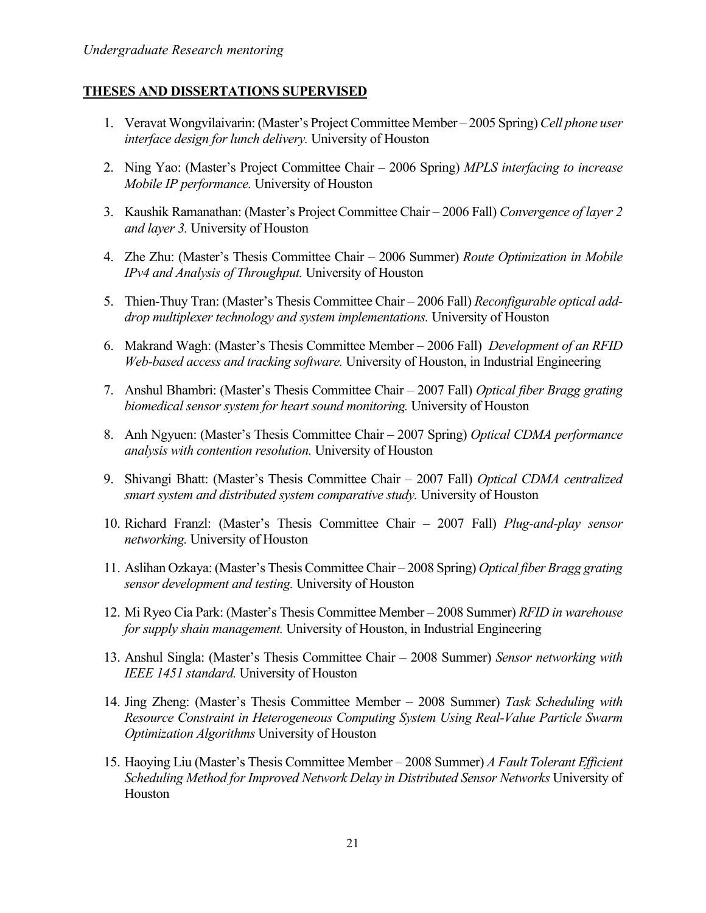*Undergraduate Research mentoring*

**THESES AND DISSERTATIONS SUPERVISED**

1. Veravat Wongvilaivarin: (Master's Project Committee Member – 2005 Spring) *Cell phone user interface design for lunch delivery.* University of Houston

2. Ning Yao: (Master's Project Committee Chair – 2006 Spring) *MPLS interfacing to increase Mobile IP performance.* University of Houston

3. Kaushik Ramanathan: (Master's Project Committee Chair – 2006 Fall) *Convergence of layer 2 and layer 3.* University of Houston

4. Zhe Zhu: (Master's Thesis Committee Chair – 2006 Summer) *Route Optimization in Mobile IPv4 and Analysis of Throughput.* University of Houston

5. Thien-Thuy Tran: (Master's Thesis Committee Chair – 2006 Fall) *Reconfigurable optical add-drop multiplexer technology and system implementations.* University of Houston

6. Makrand Wagh: (Master's Thesis Committee Member – 2006 Fall) *Development of an RFID Web-based access and tracking software.* University of Houston, in Industrial Engineering

7. Anshul Bhambri: (Master's Thesis Committee Chair – 2007 Fall) *Optical fiber Bragg grating biomedical sensor system for heart sound monitoring.* University of Houston

8. Anh Ngyuen: (Master's Thesis Committee Chair – 2007 Spring) *Optical CDMA performance analysis with contention resolution.* University of Houston

9. Shivangi Bhatt: (Master's Thesis Committee Chair – 2007 Fall) *Optical CDMA centralized smart system and distributed system comparative study.* University of Houston

10. Richard Franzl: (Master's Thesis Committee Chair – 2007 Fall) *Plug-and-play sensor networking.* University of Houston

11. Aslihan Ozkaya: (Master's Thesis Committee Chair – 2008 Spring) *Optical fiber Bragg grating sensor development and testing.* University of Houston

12. Mi Ryeo Cia Park: (Master's Thesis Committee Member – 2008 Summer) *RFID in warehouse for supply shain management.* University of Houston, in Industrial Engineering

13. Anshul Singla: (Master's Thesis Committee Chair – 2008 Summer) *Sensor networking with IEEE 1451 standard.* University of Houston

14. Jing Zheng: (Master's Thesis Committee Member – 2008 Summer) *Task Scheduling with Resource Constraint in Heterogeneous Computing System Using Real-Value Particle Swarm Optimization Algorithms* University of Houston

15. Haoying Liu (Master's Thesis Committee Member – 2008 Summer) *A Fault Tolerant Efficient Scheduling Method for Improved Network Delay in Distributed Sensor Networks* University of Houston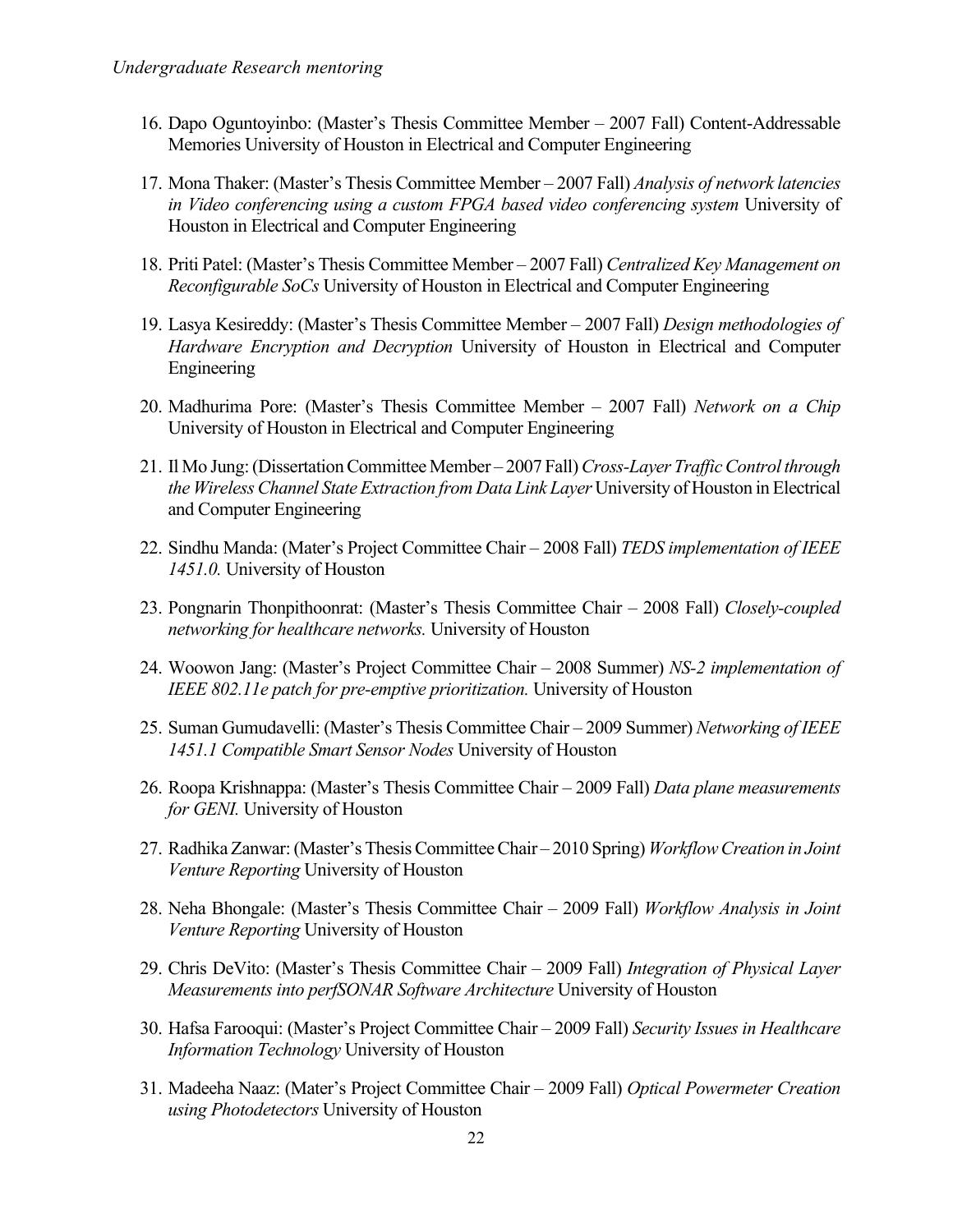*Undergraduate Research mentoring*

16. Dapo Oguntoyinbo: (Master's Thesis Committee Member – 2007 Fall) Content-Addressable Memories University of Houston in Electrical and Computer Engineering

17. Mona Thaker: (Master's Thesis Committee Member – 2007 Fall) *Analysis of network latencies in Video conferencing using a custom FPGA based video conferencing system* University of Houston in Electrical and Computer Engineering

18. Priti Patel: (Master's Thesis Committee Member – 2007 Fall) *Centralized Key Management on Reconfigurable SoCs* University of Houston in Electrical and Computer Engineering

19. Lasya Kesireddy: (Master's Thesis Committee Member – 2007 Fall) *Design methodologies of Hardware Encryption and Decryption* University of Houston in Electrical and Computer Engineering

20. Madhurima Pore: (Master's Thesis Committee Member – 2007 Fall) *Network on a Chip* University of Houston in Electrical and Computer Engineering

21. Il Mo Jung: (Dissertation Committee Member – 2007 Fall) *Cross-Layer Traffic Control through the Wireless Channel State Extraction from Data Link Layer* University of Houston in Electrical and Computer Engineering

22. Sindhu Manda: (Mater's Project Committee Chair – 2008 Fall) *TEDS implementation of IEEE 1451.0.* University of Houston

23. Pongnarin Thonpithoonrat: (Master's Thesis Committee Chair – 2008 Fall) *Closely-coupled networking for healthcare networks.* University of Houston

24. Woowon Jang: (Master's Project Committee Chair – 2008 Summer) *NS-2 implementation of IEEE 802.11e patch for pre-emptive prioritization.* University of Houston

25. Suman Gumudavelli: (Master's Thesis Committee Chair – 2009 Summer) *Networking of IEEE 1451.1 Compatible Smart Sensor Nodes* University of Houston

26. Roopa Krishnappa: (Master's Thesis Committee Chair – 2009 Fall) *Data plane measurements for GENI.* University of Houston

27. Radhika Zanwar: (Master's Thesis Committee Chair – 2010 Spring) *Workflow Creation in Joint Venture Reporting* University of Houston

28. Neha Bhongale: (Master's Thesis Committee Chair – 2009 Fall) *Workflow Analysis in Joint Venture Reporting* University of Houston

29. Chris DeVito: (Master's Thesis Committee Chair – 2009 Fall) *Integration of Physical Layer Measurements into perfSONAR Software Architecture* University of Houston

30. Hafsa Farooqui: (Master's Project Committee Chair – 2009 Fall) *Security Issues in Healthcare Information Technology* University of Houston

31. Madeeha Naaz: (Mater's Project Committee Chair – 2009 Fall) *Optical Powermeter Creation using Photodetectors* University of Houston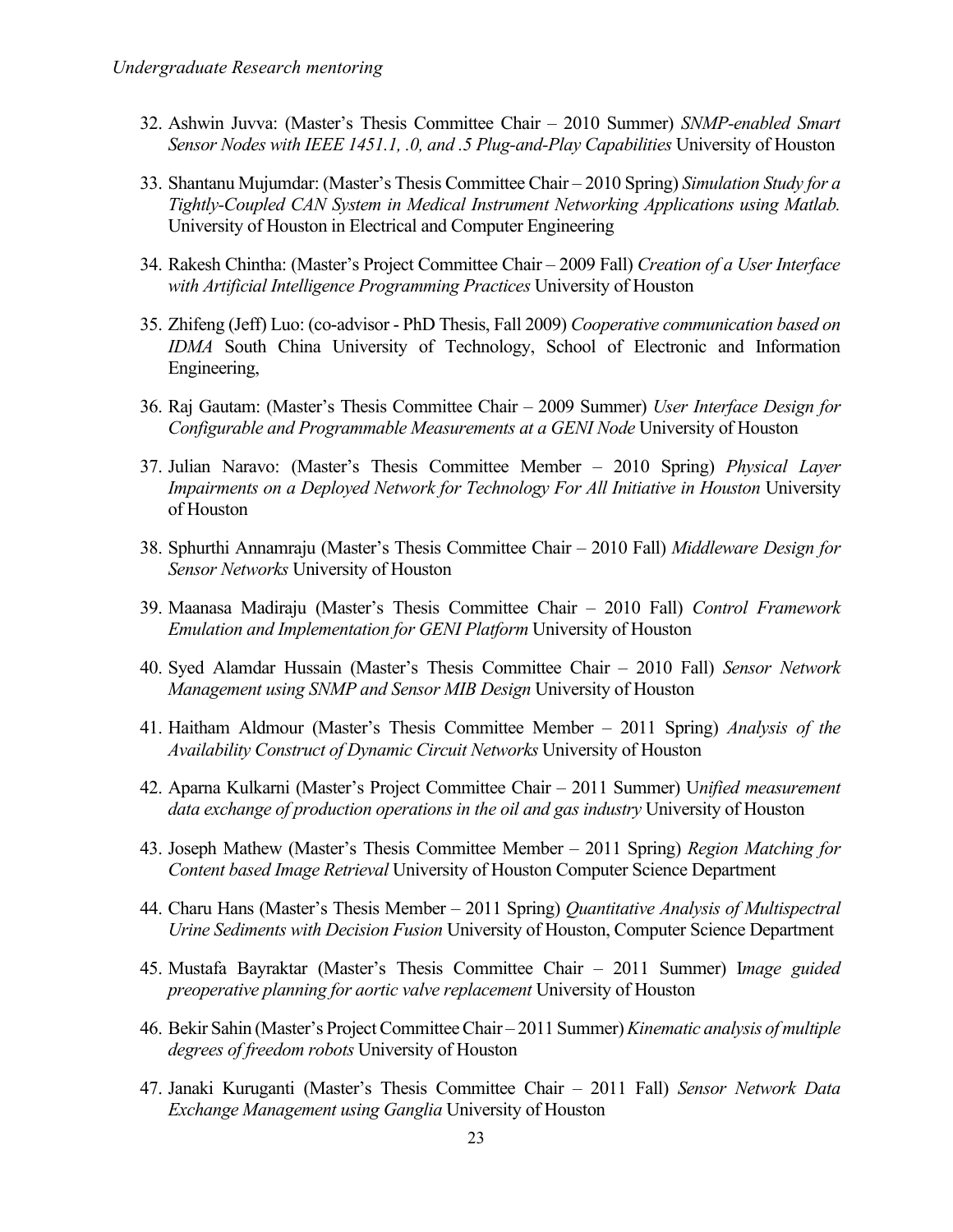*Undergraduate Research mentoring*

32. Ashwin Juvva: (Master's Thesis Committee Chair – 2010 Summer) *SNMP-enabled Smart Sensor Nodes with IEEE 1451.1, .0, and .5 Plug-and-Play Capabilities* University of Houston

33. Shantanu Mujumdar: (Master's Thesis Committee Chair – 2010 Spring) *Simulation Study for a Tightly-Coupled CAN System in Medical Instrument Networking Applications using Matlab.* University of Houston in Electrical and Computer Engineering

34. Rakesh Chintha: (Master's Project Committee Chair – 2009 Fall) *Creation of a User Interface with Artificial Intelligence Programming Practices* University of Houston

35. Zhifeng (Jeff) Luo: (co-advisor - PhD Thesis, Fall 2009) *Cooperative communication based on IDMA* South China University of Technology, School of Electronic and Information Engineering,

36. Raj Gautam: (Master's Thesis Committee Chair – 2009 Summer) *User Interface Design for Configurable and Programmable Measurements at a GENI Node* University of Houston

37. Julian Naravo: (Master's Thesis Committee Member – 2010 Spring) *Physical Layer Impairments on a Deployed Network for Technology For All Initiative in Houston* University of Houston

38. Sphurthi Annamraju (Master's Thesis Committee Chair – 2010 Fall) *Middleware Design for Sensor Networks* University of Houston

39. Maanasa Madiraju (Master's Thesis Committee Chair – 2010 Fall) *Control Framework Emulation and Implementation for GENI Platform* University of Houston

40. Syed Alamdar Hussain (Master's Thesis Committee Chair – 2010 Fall) *Sensor Network Management using SNMP and Sensor MIB Design* University of Houston

41. Haitham Aldmour (Master's Thesis Committee Member – 2011 Spring) *Analysis of the Availability Construct of Dynamic Circuit Networks* University of Houston

42. Aparna Kulkarni (Master's Project Committee Chair – 2011 Summer) U*nified measurement data exchange of production operations in the oil and gas industry* University of Houston

43. Joseph Mathew (Master's Thesis Committee Member – 2011 Spring) *Region Matching for Content based Image Retrieval* University of Houston Computer Science Department

44. Charu Hans (Master's Thesis Member – 2011 Spring) *Quantitative Analysis of Multispectral Urine Sediments with Decision Fusion* University of Houston, Computer Science Department

45. Mustafa Bayraktar (Master's Thesis Committee Chair – 2011 Summer) I*mage guided preoperative planning for aortic valve replacement* University of Houston

46. Bekir Sahin (Master's Project Committee Chair – 2011 Summer) *Kinematic analysis of multiple degrees of freedom robots* University of Houston

47. Janaki Kuruganti (Master's Thesis Committee Chair – 2011 Fall) *Sensor Network Data Exchange Management using Ganglia* University of Houston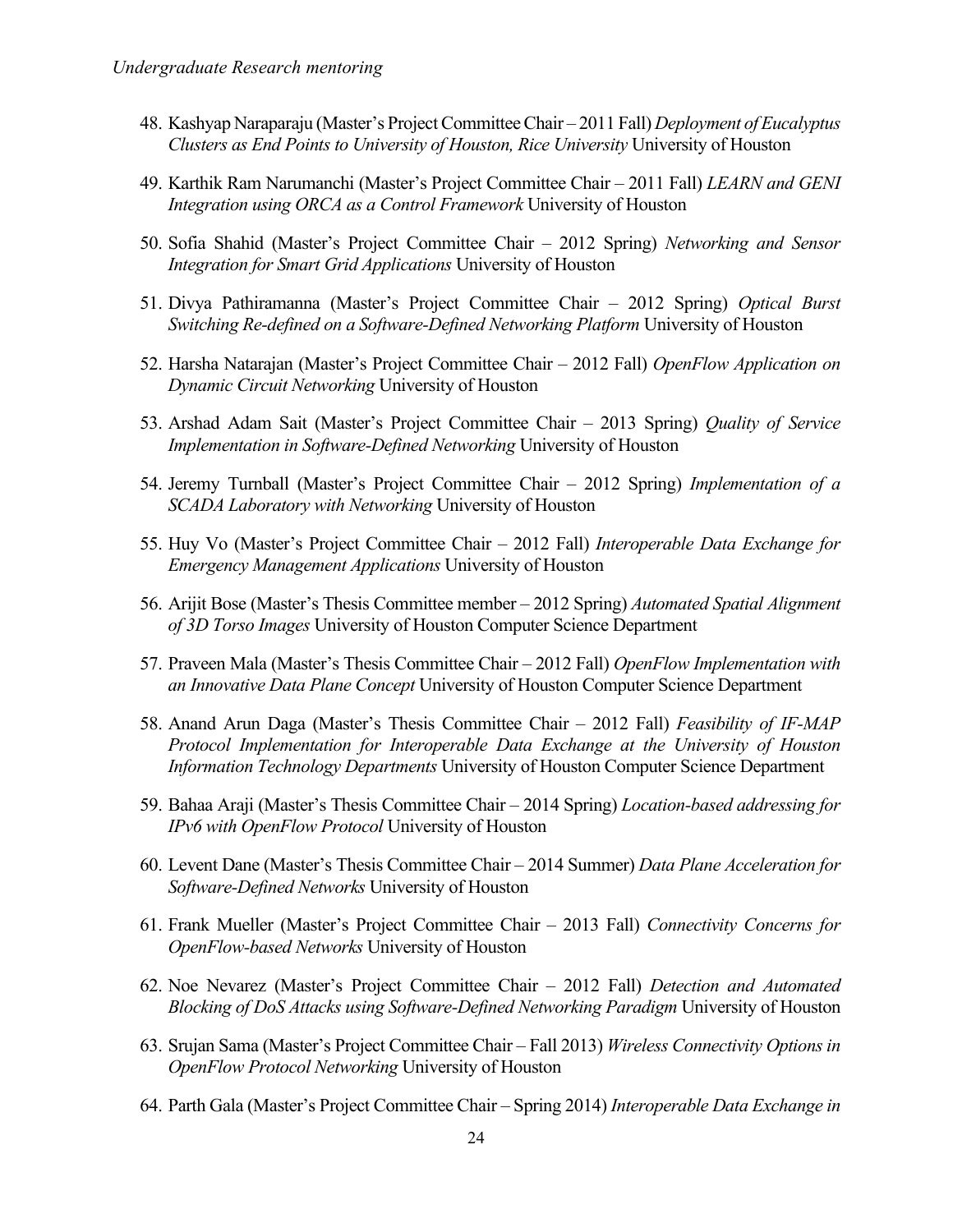*Undergraduate Research mentoring*

48. Kashyap Naraparaju (Master's Project Committee Chair – 2011 Fall) *Deployment of Eucalyptus Clusters as End Points to University of Houston, Rice University* University of Houston
49. Karthik Ram Narumanchi (Master's Project Committee Chair – 2011 Fall) *LEARN and GENI Integration using ORCA as a Control Framework* University of Houston
50. Sofia Shahid (Master's Project Committee Chair – 2012 Spring) *Networking and Sensor Integration for Smart Grid Applications* University of Houston
51. Divya Pathiramanna (Master's Project Committee Chair – 2012 Spring) *Optical Burst Switching Re-defined on a Software-Defined Networking Platform* University of Houston
52. Harsha Natarajan (Master's Project Committee Chair – 2012 Fall) *OpenFlow Application on Dynamic Circuit Networking* University of Houston
53. Arshad Adam Sait (Master's Project Committee Chair – 2013 Spring) *Quality of Service Implementation in Software-Defined Networking* University of Houston
54. Jeremy Turnball (Master's Project Committee Chair – 2012 Spring) *Implementation of a SCADA Laboratory with Networking* University of Houston
55. Huy Vo (Master's Project Committee Chair – 2012 Fall) *Interoperable Data Exchange for Emergency Management Applications* University of Houston
56. Arijit Bose (Master's Thesis Committee member – 2012 Spring) *Automated Spatial Alignment of 3D Torso Images* University of Houston Computer Science Department
57. Praveen Mala (Master's Thesis Committee Chair – 2012 Fall) *OpenFlow Implementation with an Innovative Data Plane Concept* University of Houston Computer Science Department
58. Anand Arun Daga (Master's Thesis Committee Chair – 2012 Fall) *Feasibility of IF-MAP Protocol Implementation for Interoperable Data Exchange at the University of Houston Information Technology Departments* University of Houston Computer Science Department
59. Bahaa Araji (Master's Thesis Committee Chair – 2014 Spring) *Location-based addressing for IPv6 with OpenFlow Protocol* University of Houston
60. Levent Dane (Master's Thesis Committee Chair – 2014 Summer) *Data Plane Acceleration for Software-Defined Networks* University of Houston
61. Frank Mueller (Master's Project Committee Chair – 2013 Fall) *Connectivity Concerns for OpenFlow-based Networks* University of Houston
62. Noe Nevarez (Master's Project Committee Chair – 2012 Fall) *Detection and Automated Blocking of DoS Attacks using Software-Defined Networking Paradigm* University of Houston
63. Srujan Sama (Master's Project Committee Chair – Fall 2013) *Wireless Connectivity Options in OpenFlow Protocol Networking* University of Houston
64. Parth Gala (Master's Project Committee Chair – Spring 2014) *Interoperable Data Exchange in*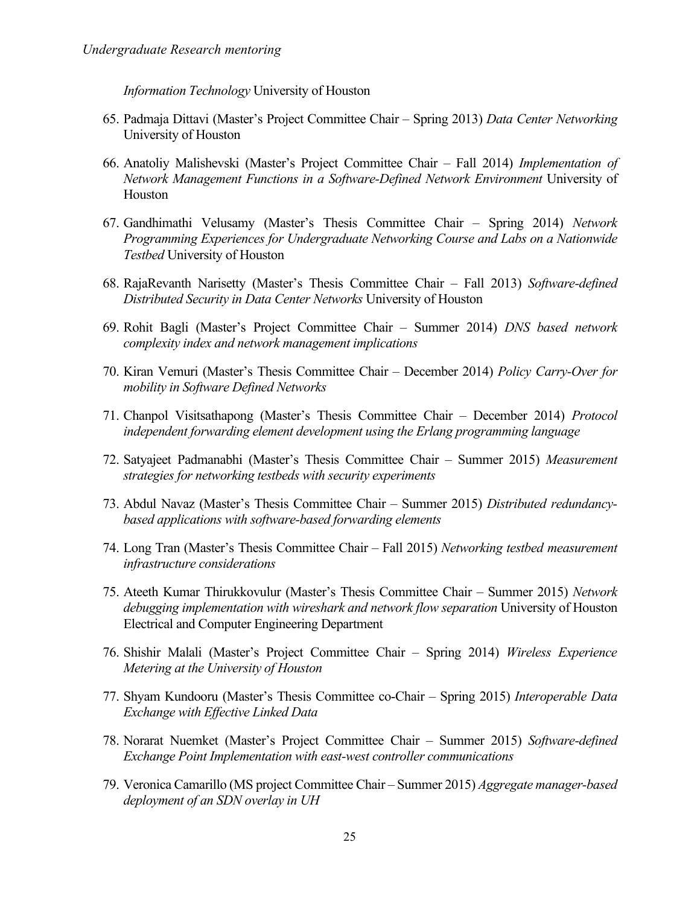*Undergraduate Research mentoring*

*Information Technology* University of Houston

65. Padmaja Dittavi (Master's Project Committee Chair – Spring 2013) *Data Center Networking* University of Houston
66. Anatoliy Malishevski (Master's Project Committee Chair – Fall 2014) *Implementation of Network Management Functions in a Software-Defined Network Environment* University of Houston
67. Gandhimathi Velusamy (Master's Thesis Committee Chair – Spring 2014) *Network Programming Experiences for Undergraduate Networking Course and Labs on a Nationwide Testbed* University of Houston
68. RajaRevanth Narisetty (Master's Thesis Committee Chair – Fall 2013) *Software-defined Distributed Security in Data Center Networks* University of Houston
69. Rohit Bagli (Master's Project Committee Chair – Summer 2014) *DNS based network complexity index and network management implications*
70. Kiran Vemuri (Master's Thesis Committee Chair – December 2014) *Policy Carry-Over for mobility in Software Defined Networks*
71. Chanpol Visitsathapong (Master's Thesis Committee Chair – December 2014) *Protocol independent forwarding element development using the Erlang programming language*
72. Satyajeet Padmanabhi (Master's Thesis Committee Chair – Summer 2015) *Measurement strategies for networking testbeds with security experiments*
73. Abdul Navaz (Master's Thesis Committee Chair – Summer 2015) *Distributed redundancy-based applications with software-based forwarding elements*
74. Long Tran (Master's Thesis Committee Chair – Fall 2015) *Networking testbed measurement infrastructure considerations*
75. Ateeth Kumar Thirukkovulur (Master's Thesis Committee Chair – Summer 2015) *Network debugging implementation with wireshark and network flow separation* University of Houston Electrical and Computer Engineering Department
76. Shishir Malali (Master's Project Committee Chair – Spring 2014) *Wireless Experience Metering at the University of Houston*
77. Shyam Kundooru (Master's Thesis Committee co-Chair – Spring 2015) *Interoperable Data Exchange with Effective Linked Data*
78. Norarat Nuemket (Master's Project Committee Chair – Summer 2015) *Software-defined Exchange Point Implementation with east-west controller communications*
79. Veronica Camarillo (MS project Committee Chair – Summer 2015) *Aggregate manager-based deployment of an SDN overlay in UH*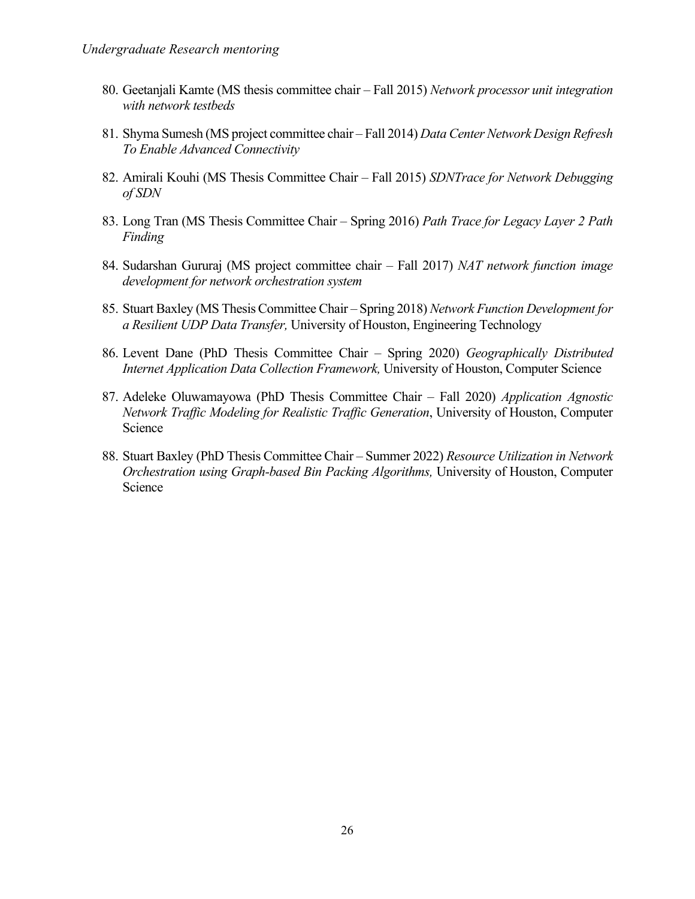*Undergraduate Research mentoring*

80. Geetanjali Kamte (MS thesis committee chair – Fall 2015) *Network processor unit integration with network testbeds*
81. Shyma Sumesh (MS project committee chair – Fall 2014) *Data Center Network Design Refresh To Enable Advanced Connectivity*
82. Amirali Kouhi (MS Thesis Committee Chair – Fall 2015) *SDNTrace for Network Debugging of SDN*
83. Long Tran (MS Thesis Committee Chair – Spring 2016) *Path Trace for Legacy Layer 2 Path Finding*
84. Sudarshan Gururaj (MS project committee chair – Fall 2017) *NAT network function image development for network orchestration system*
85. Stuart Baxley (MS Thesis Committee Chair – Spring 2018) *Network Function Development for a Resilient UDP Data Transfer,* University of Houston, Engineering Technology
86. Levent Dane (PhD Thesis Committee Chair – Spring 2020) *Geographically Distributed Internet Application Data Collection Framework,* University of Houston, Computer Science
87. Adeleke Oluwamayowa (PhD Thesis Committee Chair – Fall 2020) *Application Agnostic Network Traffic Modeling for Realistic Traffic Generation*, University of Houston, Computer Science
88. Stuart Baxley (PhD Thesis Committee Chair – Summer 2022) *Resource Utilization in Network Orchestration using Graph-based Bin Packing Algorithms,* University of Houston, Computer Science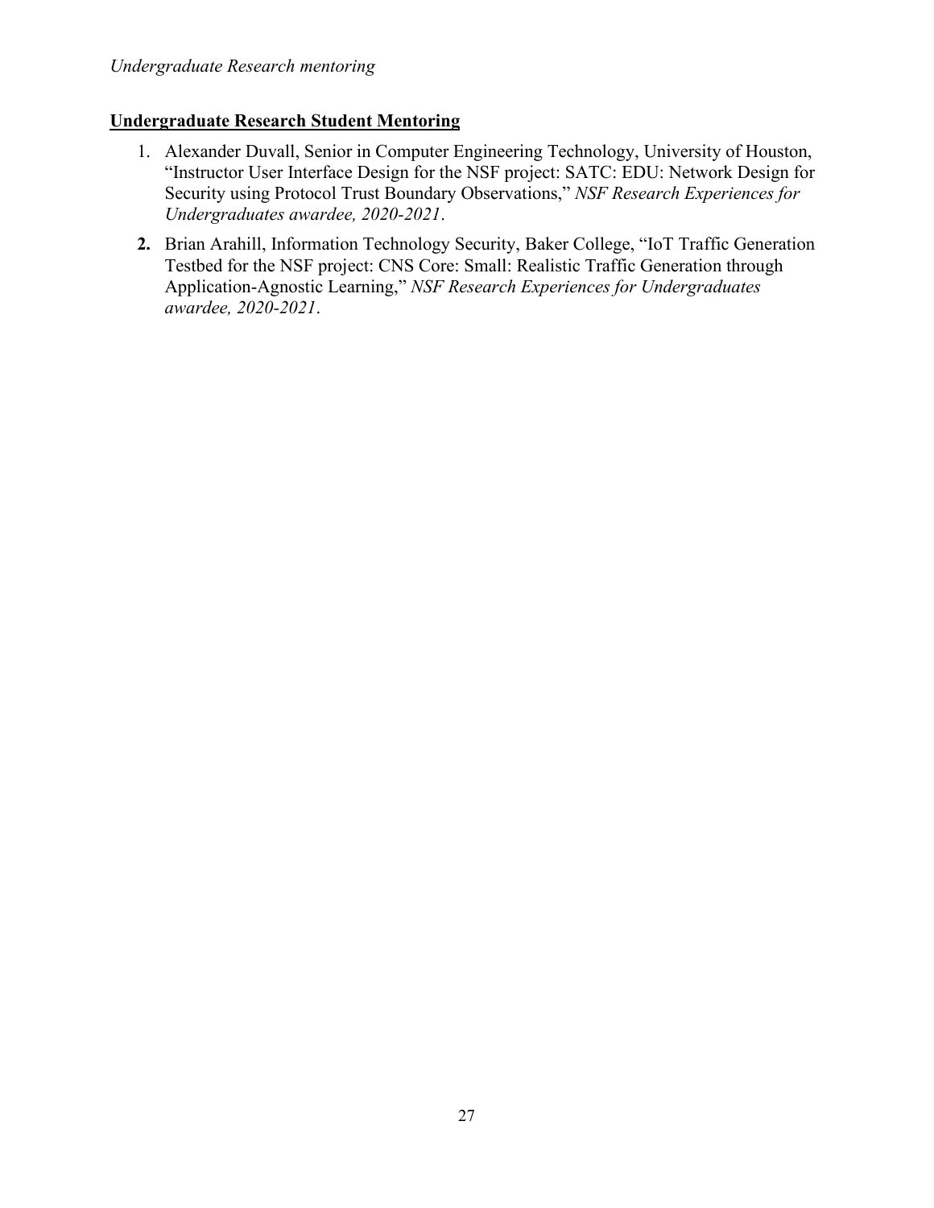*Undergraduate Research mentoring*

**Undergraduate Research Student Mentoring**

1. Alexander Duvall, Senior in Computer Engineering Technology, University of Houston, "Instructor User Interface Design for the NSF project: SATC: EDU: Network Design for Security using Protocol Trust Boundary Observations," *NSF Research Experiences for Undergraduates awardee, 2020-2021*.
2. Brian Arahill, Information Technology Security, Baker College, "IoT Traffic Generation Testbed for the NSF project: CNS Core: Small: Realistic Traffic Generation through Application-Agnostic Learning," *NSF Research Experiences for Undergraduates awardee, 2020-2021*.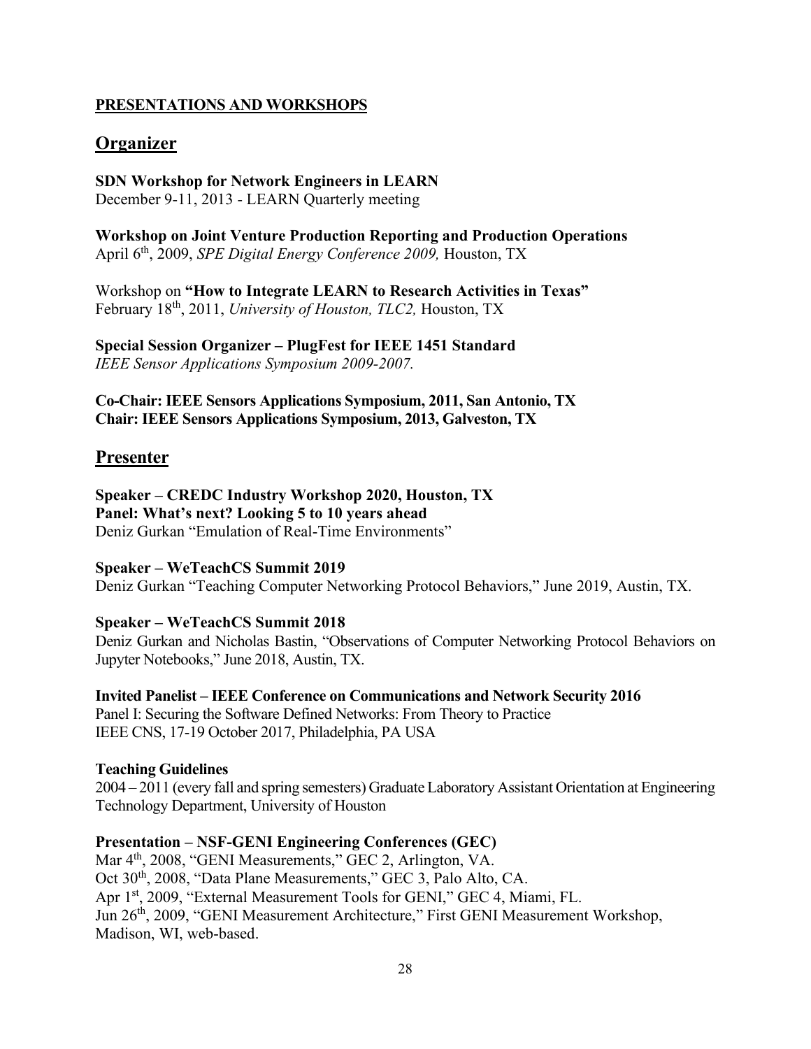**PRESENTATIONS AND WORKSHOPS**

## Organizer

**SDN Workshop for Network Engineers in LEARN**
December 9-11, 2013 - LEARN Quarterly meeting

**Workshop on Joint Venture Production Reporting and Production Operations**
April 6th, 2009, *SPE Digital Energy Conference 2009,* Houston, TX

Workshop on **"How to Integrate LEARN to Research Activities in Texas"**
February 18th, 2011, *University of Houston, TLC2,* Houston, TX

**Special Session Organizer – PlugFest for IEEE 1451 Standard**
*IEEE Sensor Applications Symposium 2009-2007.*

**Co-Chair: IEEE Sensors Applications Symposium, 2011, San Antonio, TX**
**Chair: IEEE Sensors Applications Symposium, 2013, Galveston, TX**

## Presenter

**Speaker – CREDC Industry Workshop 2020, Houston, TX**
**Panel: What's next? Looking 5 to 10 years ahead**
Deniz Gurkan "Emulation of Real-Time Environments"

**Speaker – WeTeachCS Summit 2019**
Deniz Gurkan "Teaching Computer Networking Protocol Behaviors," June 2019, Austin, TX.

**Speaker – WeTeachCS Summit 2018**
Deniz Gurkan and Nicholas Bastin, "Observations of Computer Networking Protocol Behaviors on Jupyter Notebooks," June 2018, Austin, TX.

**Invited Panelist – IEEE Conference on Communications and Network Security 2016**
Panel I: Securing the Software Defined Networks: From Theory to Practice
IEEE CNS, 17-19 October 2017, Philadelphia, PA USA

**Teaching Guidelines**
2004 – 2011 (every fall and spring semesters) Graduate Laboratory Assistant Orientation at Engineering Technology Department, University of Houston

**Presentation – NSF-GENI Engineering Conferences (GEC)**
Mar 4th, 2008, "GENI Measurements," GEC 2, Arlington, VA.
Oct 30th, 2008, "Data Plane Measurements," GEC 3, Palo Alto, CA.
Apr 1st, 2009, "External Measurement Tools for GENI," GEC 4, Miami, FL.
Jun 26th, 2009, "GENI Measurement Architecture," First GENI Measurement Workshop, Madison, WI, web-based.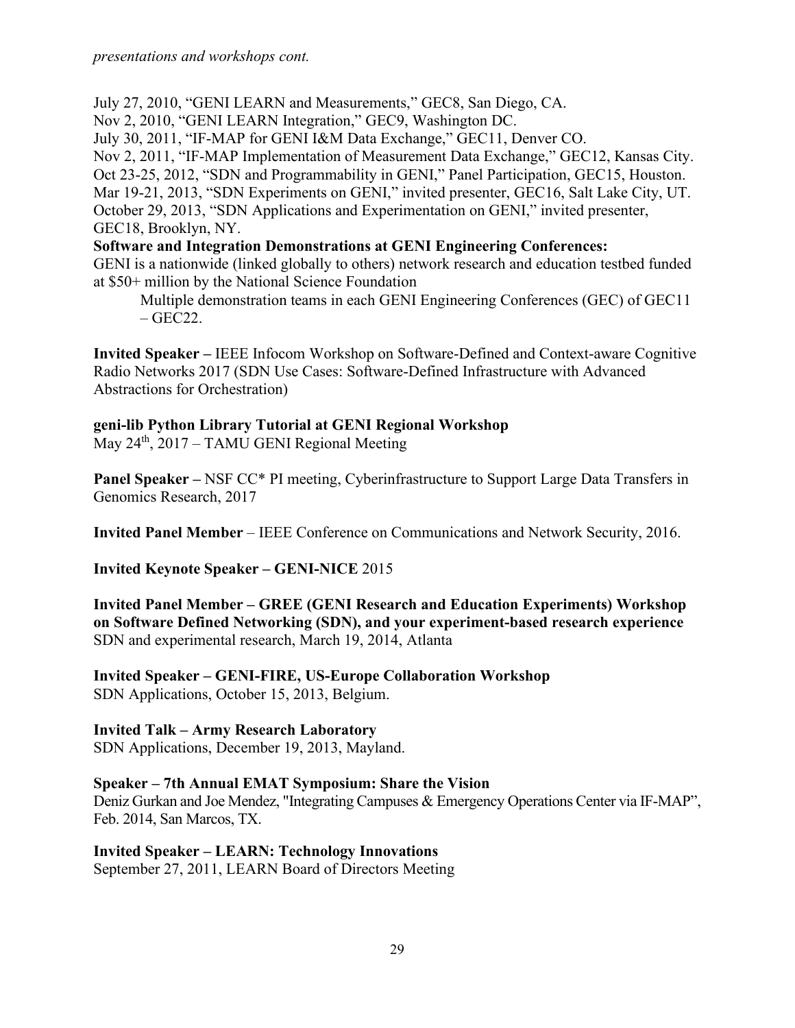*presentations and workshops cont.*

July 27, 2010, "GENI LEARN and Measurements," GEC8, San Diego, CA.
Nov 2, 2010, "GENI LEARN Integration," GEC9, Washington DC.
July 30, 2011, "IF-MAP for GENI I&M Data Exchange," GEC11, Denver CO.
Nov 2, 2011, "IF-MAP Implementation of Measurement Data Exchange," GEC12, Kansas City.
Oct 23-25, 2012, "SDN and Programmability in GENI," Panel Participation, GEC15, Houston.
Mar 19-21, 2013, "SDN Experiments on GENI," invited presenter, GEC16, Salt Lake City, UT.
October 29, 2013, "SDN Applications and Experimentation on GENI," invited presenter, GEC18, Brooklyn, NY.

**Software and Integration Demonstrations at GENI Engineering Conferences:**
GENI is a nationwide (linked globally to others) network research and education testbed funded at $50+ million by the National Science Foundation

> Multiple demonstration teams in each GENI Engineering Conferences (GEC) of GEC11 – GEC22.

**Invited Speaker –** IEEE Infocom Workshop on Software-Defined and Context-aware Cognitive Radio Networks 2017 (SDN Use Cases: Software-Defined Infrastructure with Advanced Abstractions for Orchestration)

**geni-lib Python Library Tutorial at GENI Regional Workshop**
May 24th, 2017 – TAMU GENI Regional Meeting

**Panel Speaker –** NSF CC* PI meeting, Cyberinfrastructure to Support Large Data Transfers in Genomics Research, 2017

**Invited Panel Member** – IEEE Conference on Communications and Network Security, 2016.

**Invited Keynote Speaker – GENI-NICE** 2015

**Invited Panel Member – GREE (GENI Research and Education Experiments) Workshop on Software Defined Networking (SDN), and your experiment-based research experience**
SDN and experimental research, March 19, 2014, Atlanta

**Invited Speaker – GENI-FIRE, US-Europe Collaboration Workshop**
SDN Applications, October 15, 2013, Belgium.

**Invited Talk – Army Research Laboratory**
SDN Applications, December 19, 2013, Mayland.

**Speaker – 7th Annual EMAT Symposium: Share the Vision**
Deniz Gurkan and Joe Mendez, "Integrating Campuses & Emergency Operations Center via IF-MAP", Feb. 2014, San Marcos, TX.

**Invited Speaker – LEARN: Technology Innovations**
September 27, 2011, LEARN Board of Directors Meeting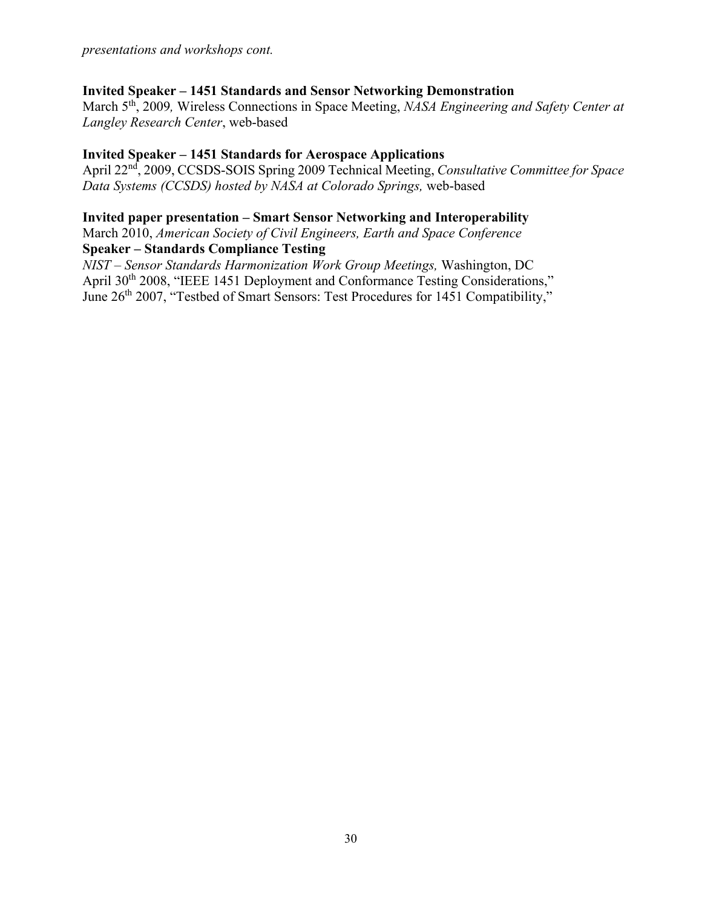*presentations and workshops cont.*

**Invited Speaker – 1451 Standards and Sensor Networking Demonstration**
March 5th, 2009*,* Wireless Connections in Space Meeting, *NASA Engineering and Safety Center at Langley Research Center*, web-based

**Invited Speaker – 1451 Standards for Aerospace Applications**
April 22nd, 2009, CCSDS-SOIS Spring 2009 Technical Meeting, *Consultative Committee for Space Data Systems (CCSDS) hosted by NASA at Colorado Springs,* web-based

**Invited paper presentation – Smart Sensor Networking and Interoperability**
March 2010, *American Society of Civil Engineers, Earth and Space Conference*

**Speaker – Standards Compliance Testing**
*NIST – Sensor Standards Harmonization Work Group Meetings,* Washington, DC
April 30th 2008, "IEEE 1451 Deployment and Conformance Testing Considerations,"
June 26th 2007, "Testbed of Smart Sensors: Test Procedures for 1451 Compatibility,"